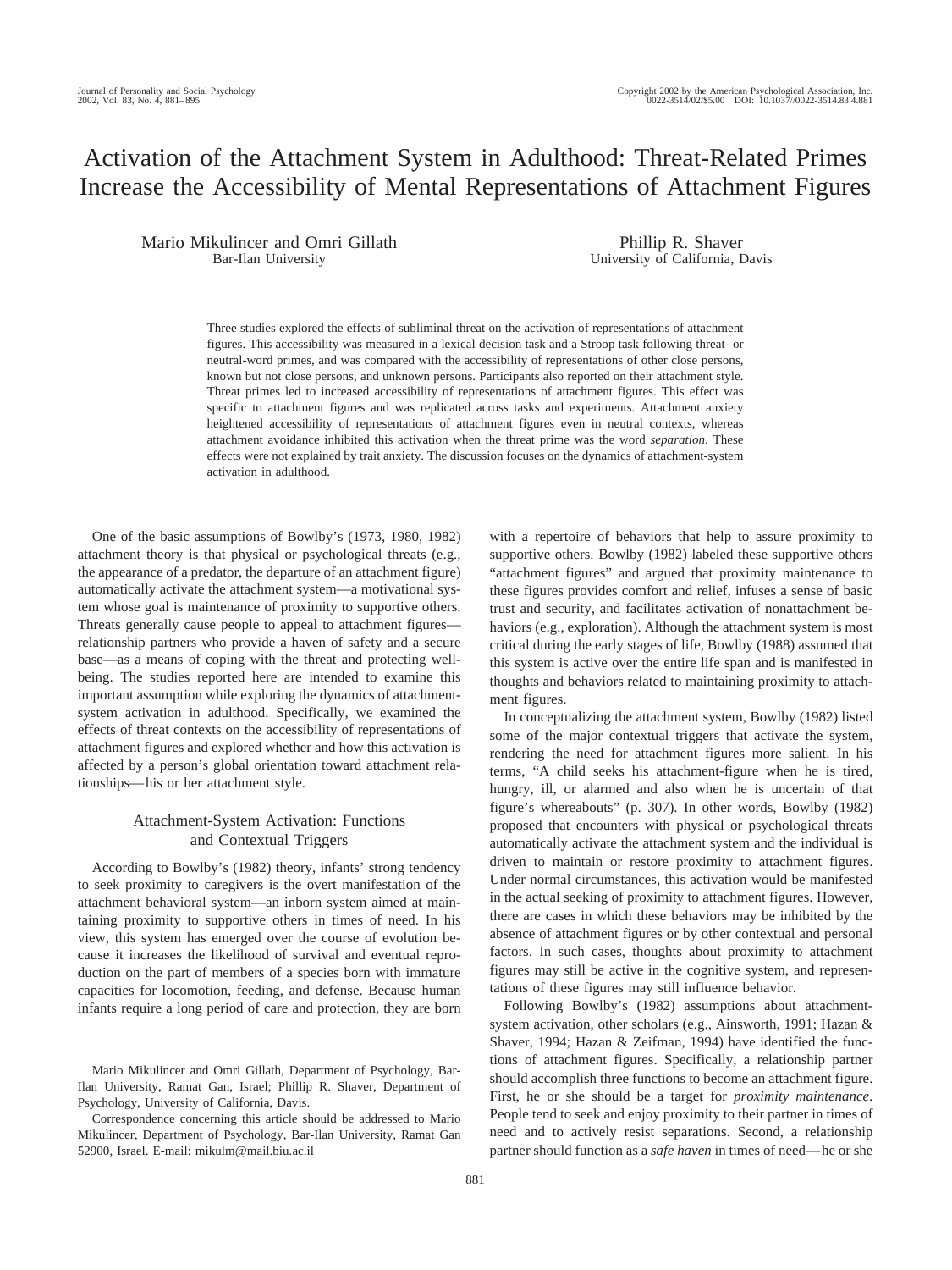# Activation of the Attachment System in Adulthood: Threat-Related Primes Increase the Accessibility of Mental Representations of Attachment Figures

Mario Mikulincer and Omri Gillath
Bar-Ilan University

Phillip R. Shaver
University of California, Davis

Three studies explored the effects of subliminal threat on the activation of representations of attachment figures. This accessibility was measured in a lexical decision task and a Stroop task following threat- or neutral-word primes, and was compared with the accessibility of representations of other close persons, known but not close persons, and unknown persons. Participants also reported on their attachment style. Threat primes led to increased accessibility of representations of attachment figures. This effect was specific to attachment figures and was replicated across tasks and experiments. Attachment anxiety heightened accessibility of representations of attachment figures even in neutral contexts, whereas attachment avoidance inhibited this activation when the threat prime was the word *separation*. These effects were not explained by trait anxiety. The discussion focuses on the dynamics of attachment-system activation in adulthood.

One of the basic assumptions of Bowlby's (1973, 1980, 1982) attachment theory is that physical or psychological threats (e.g., the appearance of a predator, the departure of an attachment figure) automatically activate the attachment system—a motivational system whose goal is maintenance of proximity to supportive others. Threats generally cause people to appeal to attachment figures—relationship partners who provide a haven of safety and a secure base—as a means of coping with the threat and protecting well-being. The studies reported here are intended to examine this important assumption while exploring the dynamics of attachment-system activation in adulthood. Specifically, we examined the effects of threat contexts on the accessibility of representations of attachment figures and explored whether and how this activation is affected by a person's global orientation toward attachment relationships—his or her attachment style.

## Attachment-System Activation: Functions and Contextual Triggers

According to Bowlby's (1982) theory, infants' strong tendency to seek proximity to caregivers is the overt manifestation of the attachment behavioral system—an inborn system aimed at maintaining proximity to supportive others in times of need. In his view, this system has emerged over the course of evolution because it increases the likelihood of survival and eventual reproduction on the part of members of a species born with immature capacities for locomotion, feeding, and defense. Because human infants require a long period of care and protection, they are born with a repertoire of behaviors that help to assure proximity to supportive others. Bowlby (1982) labeled these supportive others "attachment figures" and argued that proximity maintenance to these figures provides comfort and relief, infuses a sense of basic trust and security, and facilitates activation of nonattachment behaviors (e.g., exploration). Although the attachment system is most critical during the early stages of life, Bowlby (1988) assumed that this system is active over the entire life span and is manifested in thoughts and behaviors related to maintaining proximity to attachment figures.

In conceptualizing the attachment system, Bowlby (1982) listed some of the major contextual triggers that activate the system, rendering the need for attachment figures more salient. In his terms, "A child seeks his attachment-figure when he is tired, hungry, ill, or alarmed and also when he is uncertain of that figure's whereabouts" (p. 307). In other words, Bowlby (1982) proposed that encounters with physical or psychological threats automatically activate the attachment system and the individual is driven to maintain or restore proximity to attachment figures. Under normal circumstances, this activation would be manifested in the actual seeking of proximity to attachment figures. However, there are cases in which these behaviors may be inhibited by the absence of attachment figures or by other contextual and personal factors. In such cases, thoughts about proximity to attachment figures may still be active in the cognitive system, and representations of these figures may still influence behavior.

Following Bowlby's (1982) assumptions about attachment-system activation, other scholars (e.g., Ainsworth, 1991; Hazan & Shaver, 1994; Hazan & Zeifman, 1994) have identified the functions of attachment figures. Specifically, a relationship partner should accomplish three functions to become an attachment figure. First, he or she should be a target for *proximity maintenance*. People tend to seek and enjoy proximity to their partner in times of need and to actively resist separations. Second, a relationship partner should function as a *safe haven* in times of need—he or she

---

Mario Mikulincer and Omri Gillath, Department of Psychology, Bar-Ilan University, Ramat Gan, Israel; Phillip R. Shaver, Department of Psychology, University of California, Davis.

Correspondence concerning this article should be addressed to Mario Mikulincer, Department of Psychology, Bar-Ilan University, Ramat Gan 52900, Israel. E-mail: mikulm@mail.biu.ac.il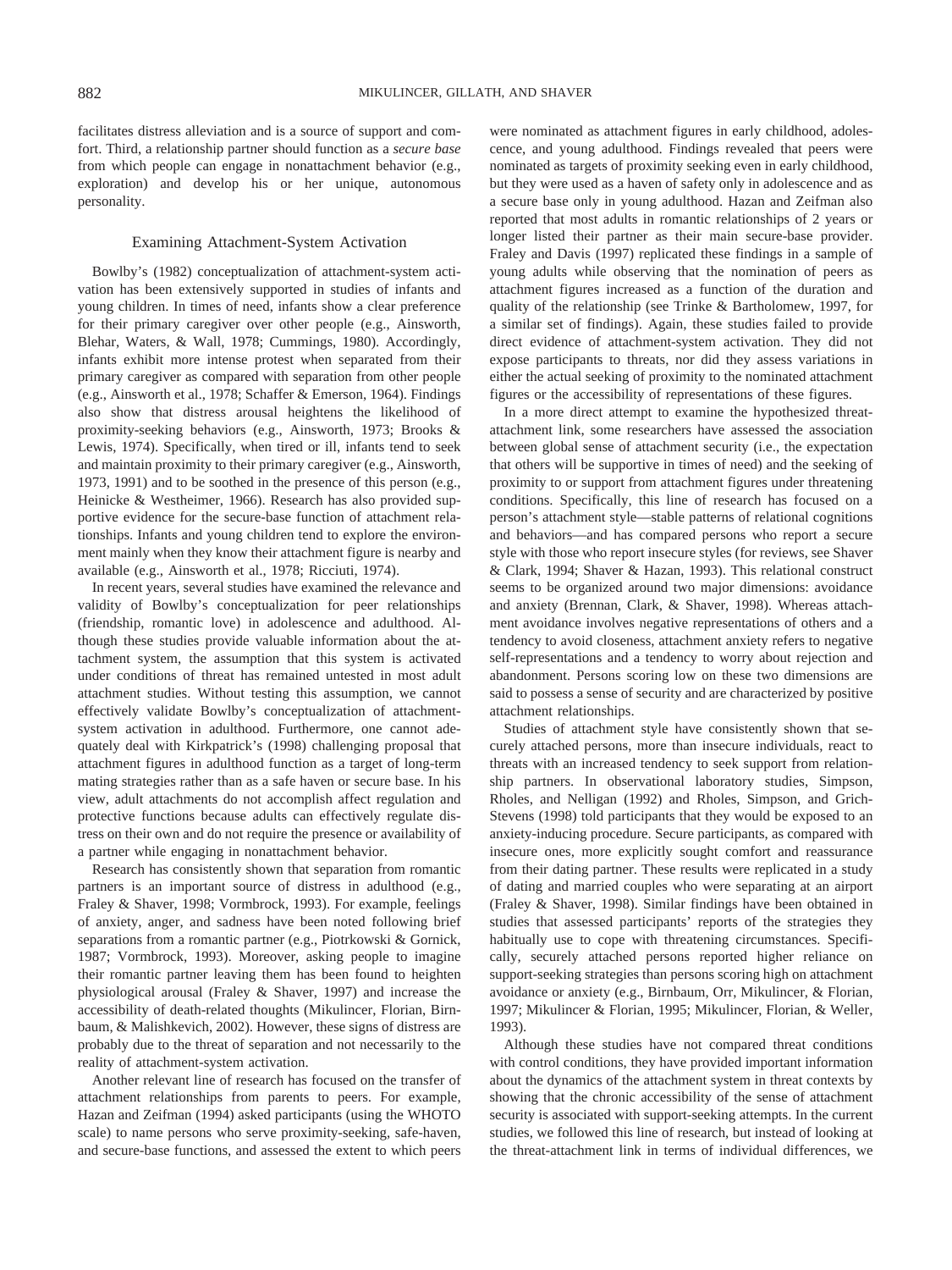facilitates distress alleviation and is a source of support and comfort. Third, a relationship partner should function as a *secure base* from which people can engage in nonattachment behavior (e.g., exploration) and develop his or her unique, autonomous personality.

## Examining Attachment-System Activation

Bowlby's (1982) conceptualization of attachment-system activation has been extensively supported in studies of infants and young children. In times of need, infants show a clear preference for their primary caregiver over other people (e.g., Ainsworth, Blehar, Waters, & Wall, 1978; Cummings, 1980). Accordingly, infants exhibit more intense protest when separated from their primary caregiver as compared with separation from other people (e.g., Ainsworth et al., 1978; Schaffer & Emerson, 1964). Findings also show that distress arousal heightens the likelihood of proximity-seeking behaviors (e.g., Ainsworth, 1973; Brooks & Lewis, 1974). Specifically, when tired or ill, infants tend to seek and maintain proximity to their primary caregiver (e.g., Ainsworth, 1973, 1991) and to be soothed in the presence of this person (e.g., Heinicke & Westheimer, 1966). Research has also provided supportive evidence for the secure-base function of attachment relationships. Infants and young children tend to explore the environment mainly when they know their attachment figure is nearby and available (e.g., Ainsworth et al., 1978; Ricciuti, 1974).

In recent years, several studies have examined the relevance and validity of Bowlby's conceptualization for peer relationships (friendship, romantic love) in adolescence and adulthood. Although these studies provide valuable information about the attachment system, the assumption that this system is activated under conditions of threat has remained untested in most adult attachment studies. Without testing this assumption, we cannot effectively validate Bowlby's conceptualization of attachment-system activation in adulthood. Furthermore, one cannot adequately deal with Kirkpatrick's (1998) challenging proposal that attachment figures in adulthood function as a target of long-term mating strategies rather than as a safe haven or secure base. In his view, adult attachments do not accomplish affect regulation and protective functions because adults can effectively regulate distress on their own and do not require the presence or availability of a partner while engaging in nonattachment behavior.

Research has consistently shown that separation from romantic partners is an important source of distress in adulthood (e.g., Fraley & Shaver, 1998; Vormbrock, 1993). For example, feelings of anxiety, anger, and sadness have been noted following brief separations from a romantic partner (e.g., Piotrkowski & Gornick, 1987; Vormbrock, 1993). Moreover, asking people to imagine their romantic partner leaving them has been found to heighten physiological arousal (Fraley & Shaver, 1997) and increase the accessibility of death-related thoughts (Mikulincer, Florian, Birnbaum, & Malishkevich, 2002). However, these signs of distress are probably due to the threat of separation and not necessarily to the reality of attachment-system activation.

Another relevant line of research has focused on the transfer of attachment relationships from parents to peers. For example, Hazan and Zeifman (1994) asked participants (using the WHOTO scale) to name persons who serve proximity-seeking, safe-haven, and secure-base functions, and assessed the extent to which peers were nominated as attachment figures in early childhood, adolescence, and young adulthood. Findings revealed that peers were nominated as targets of proximity seeking even in early childhood, but they were used as a haven of safety only in adolescence and as a secure base only in young adulthood. Hazan and Zeifman also reported that most adults in romantic relationships of 2 years or longer listed their partner as their main secure-base provider. Fraley and Davis (1997) replicated these findings in a sample of young adults while observing that the nomination of peers as attachment figures increased as a function of the duration and quality of the relationship (see Trinke & Bartholomew, 1997, for a similar set of findings). Again, these studies failed to provide direct evidence of attachment-system activation. They did not expose participants to threats, nor did they assess variations in either the actual seeking of proximity to the nominated attachment figures or the accessibility of representations of these figures.

In a more direct attempt to examine the hypothesized threat-attachment link, some researchers have assessed the association between global sense of attachment security (i.e., the expectation that others will be supportive in times of need) and the seeking of proximity to or support from attachment figures under threatening conditions. Specifically, this line of research has focused on a person's attachment style—stable patterns of relational cognitions and behaviors—and has compared persons who report a secure style with those who report insecure styles (for reviews, see Shaver & Clark, 1994; Shaver & Hazan, 1993). This relational construct seems to be organized around two major dimensions: avoidance and anxiety (Brennan, Clark, & Shaver, 1998). Whereas attachment avoidance involves negative representations of others and a tendency to avoid closeness, attachment anxiety refers to negative self-representations and a tendency to worry about rejection and abandonment. Persons scoring low on these two dimensions are said to possess a sense of security and are characterized by positive attachment relationships.

Studies of attachment style have consistently shown that securely attached persons, more than insecure individuals, react to threats with an increased tendency to seek support from relationship partners. In observational laboratory studies, Simpson, Rholes, and Nelligan (1992) and Rholes, Simpson, and Grich-Stevens (1998) told participants that they would be exposed to an anxiety-inducing procedure. Secure participants, as compared with insecure ones, more explicitly sought comfort and reassurance from their dating partner. These results were replicated in a study of dating and married couples who were separating at an airport (Fraley & Shaver, 1998). Similar findings have been obtained in studies that assessed participants' reports of the strategies they habitually use to cope with threatening circumstances. Specifically, securely attached persons reported higher reliance on support-seeking strategies than persons scoring high on attachment avoidance or anxiety (e.g., Birnbaum, Orr, Mikulincer, & Florian, 1997; Mikulincer & Florian, 1995; Mikulincer, Florian, & Weller, 1993).

Although these studies have not compared threat conditions with control conditions, they have provided important information about the dynamics of the attachment system in threat contexts by showing that the chronic accessibility of the sense of attachment security is associated with support-seeking attempts. In the current studies, we followed this line of research, but instead of looking at the threat-attachment link in terms of individual differences, we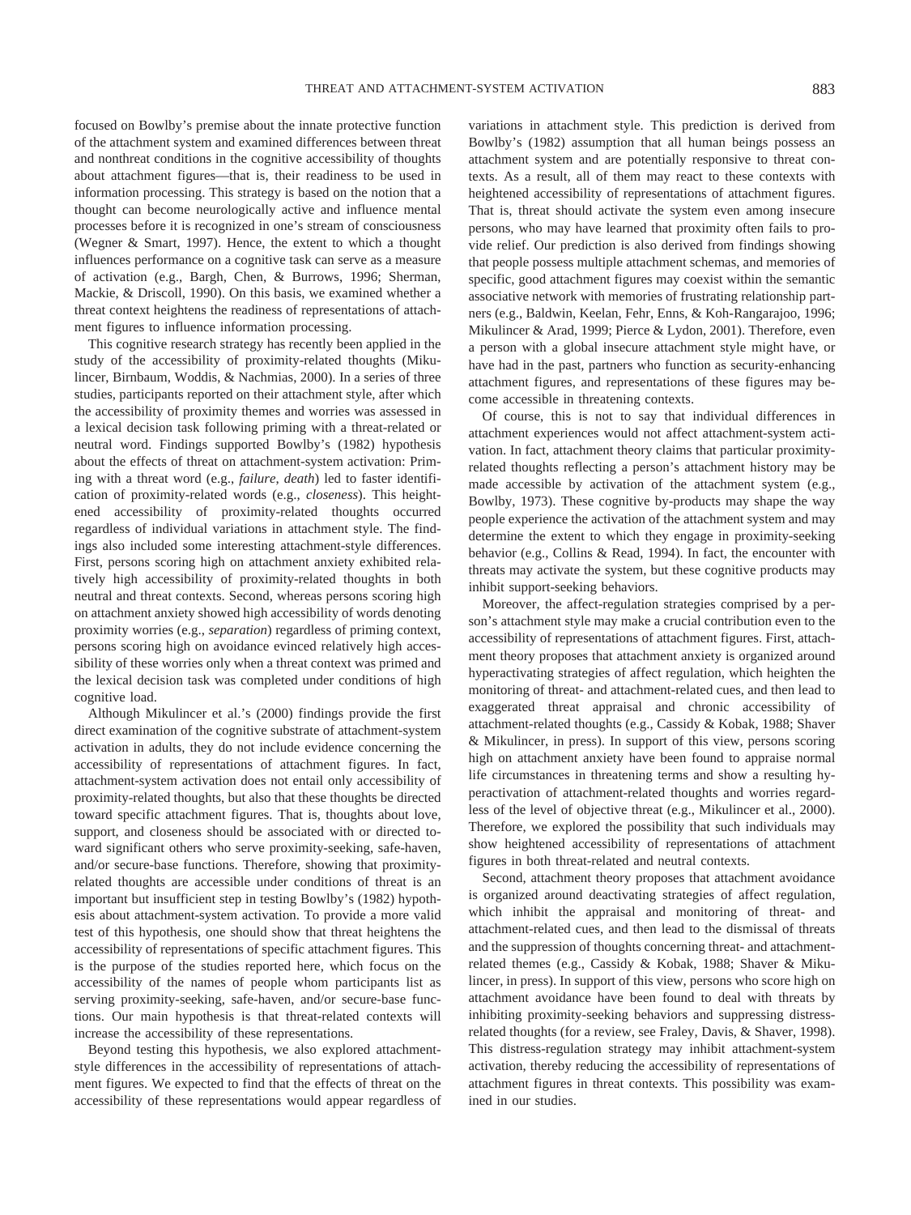focused on Bowlby's premise about the innate protective function of the attachment system and examined differences between threat and nonthreat conditions in the cognitive accessibility of thoughts about attachment figures—that is, their readiness to be used in information processing. This strategy is based on the notion that a thought can become neurologically active and influence mental processes before it is recognized in one's stream of consciousness (Wegner & Smart, 1997). Hence, the extent to which a thought influences performance on a cognitive task can serve as a measure of activation (e.g., Bargh, Chen, & Burrows, 1996; Sherman, Mackie, & Driscoll, 1990). On this basis, we examined whether a threat context heightens the readiness of representations of attachment figures to influence information processing.

This cognitive research strategy has recently been applied in the study of the accessibility of proximity-related thoughts (Mikulincer, Birnbaum, Woddis, & Nachmias, 2000). In a series of three studies, participants reported on their attachment style, after which the accessibility of proximity themes and worries was assessed in a lexical decision task following priming with a threat-related or neutral word. Findings supported Bowlby's (1982) hypothesis about the effects of threat on attachment-system activation: Priming with a threat word (e.g., *failure, death*) led to faster identification of proximity-related words (e.g., *closeness*). This heightened accessibility of proximity-related thoughts occurred regardless of individual variations in attachment style. The findings also included some interesting attachment-style differences. First, persons scoring high on attachment anxiety exhibited relatively high accessibility of proximity-related thoughts in both neutral and threat contexts. Second, whereas persons scoring high on attachment anxiety showed high accessibility of words denoting proximity worries (e.g., *separation*) regardless of priming context, persons scoring high on avoidance evinced relatively high accessibility of these worries only when a threat context was primed and the lexical decision task was completed under conditions of high cognitive load.

Although Mikulincer et al.'s (2000) findings provide the first direct examination of the cognitive substrate of attachment-system activation in adults, they do not include evidence concerning the accessibility of representations of attachment figures. In fact, attachment-system activation does not entail only accessibility of proximity-related thoughts, but also that these thoughts be directed toward specific attachment figures. That is, thoughts about love, support, and closeness should be associated with or directed toward significant others who serve proximity-seeking, safe-haven, and/or secure-base functions. Therefore, showing that proximity-related thoughts are accessible under conditions of threat is an important but insufficient step in testing Bowlby's (1982) hypothesis about attachment-system activation. To provide a more valid test of this hypothesis, one should show that threat heightens the accessibility of representations of specific attachment figures. This is the purpose of the studies reported here, which focus on the accessibility of the names of people whom participants list as serving proximity-seeking, safe-haven, and/or secure-base functions. Our main hypothesis is that threat-related contexts will increase the accessibility of these representations.

Beyond testing this hypothesis, we also explored attachment-style differences in the accessibility of representations of attachment figures. We expected to find that the effects of threat on the accessibility of these representations would appear regardless of variations in attachment style. This prediction is derived from Bowlby's (1982) assumption that all human beings possess an attachment system and are potentially responsive to threat contexts. As a result, all of them may react to these contexts with heightened accessibility of representations of attachment figures. That is, threat should activate the system even among insecure persons, who may have learned that proximity often fails to provide relief. Our prediction is also derived from findings showing that people possess multiple attachment schemas, and memories of specific, good attachment figures may coexist within the semantic associative network with memories of frustrating relationship partners (e.g., Baldwin, Keelan, Fehr, Enns, & Koh-Rangarajoo, 1996; Mikulincer & Arad, 1999; Pierce & Lydon, 2001). Therefore, even a person with a global insecure attachment style might have, or have had in the past, partners who function as security-enhancing attachment figures, and representations of these figures may become accessible in threatening contexts.

Of course, this is not to say that individual differences in attachment experiences would not affect attachment-system activation. In fact, attachment theory claims that particular proximity-related thoughts reflecting a person's attachment history may be made accessible by activation of the attachment system (e.g., Bowlby, 1973). These cognitive by-products may shape the way people experience the activation of the attachment system and may determine the extent to which they engage in proximity-seeking behavior (e.g., Collins & Read, 1994). In fact, the encounter with threats may activate the system, but these cognitive products may inhibit support-seeking behaviors.

Moreover, the affect-regulation strategies comprised by a person's attachment style may make a crucial contribution even to the accessibility of representations of attachment figures. First, attachment theory proposes that attachment anxiety is organized around hyperactivating strategies of affect regulation, which heighten the monitoring of threat- and attachment-related cues, and then lead to exaggerated threat appraisal and chronic accessibility of attachment-related thoughts (e.g., Cassidy & Kobak, 1988; Shaver & Mikulincer, in press). In support of this view, persons scoring high on attachment anxiety have been found to appraise normal life circumstances in threatening terms and show a resulting hyperactivation of attachment-related thoughts and worries regardless of the level of objective threat (e.g., Mikulincer et al., 2000). Therefore, we explored the possibility that such individuals may show heightened accessibility of representations of attachment figures in both threat-related and neutral contexts.

Second, attachment theory proposes that attachment avoidance is organized around deactivating strategies of affect regulation, which inhibit the appraisal and monitoring of threat- and attachment-related cues, and then lead to the dismissal of threats and the suppression of thoughts concerning threat- and attachment-related themes (e.g., Cassidy & Kobak, 1988; Shaver & Mikulincer, in press). In support of this view, persons who score high on attachment avoidance have been found to deal with threats by inhibiting proximity-seeking behaviors and suppressing distress-related thoughts (for a review, see Fraley, Davis, & Shaver, 1998). This distress-regulation strategy may inhibit attachment-system activation, thereby reducing the accessibility of representations of attachment figures in threat contexts. This possibility was examined in our studies.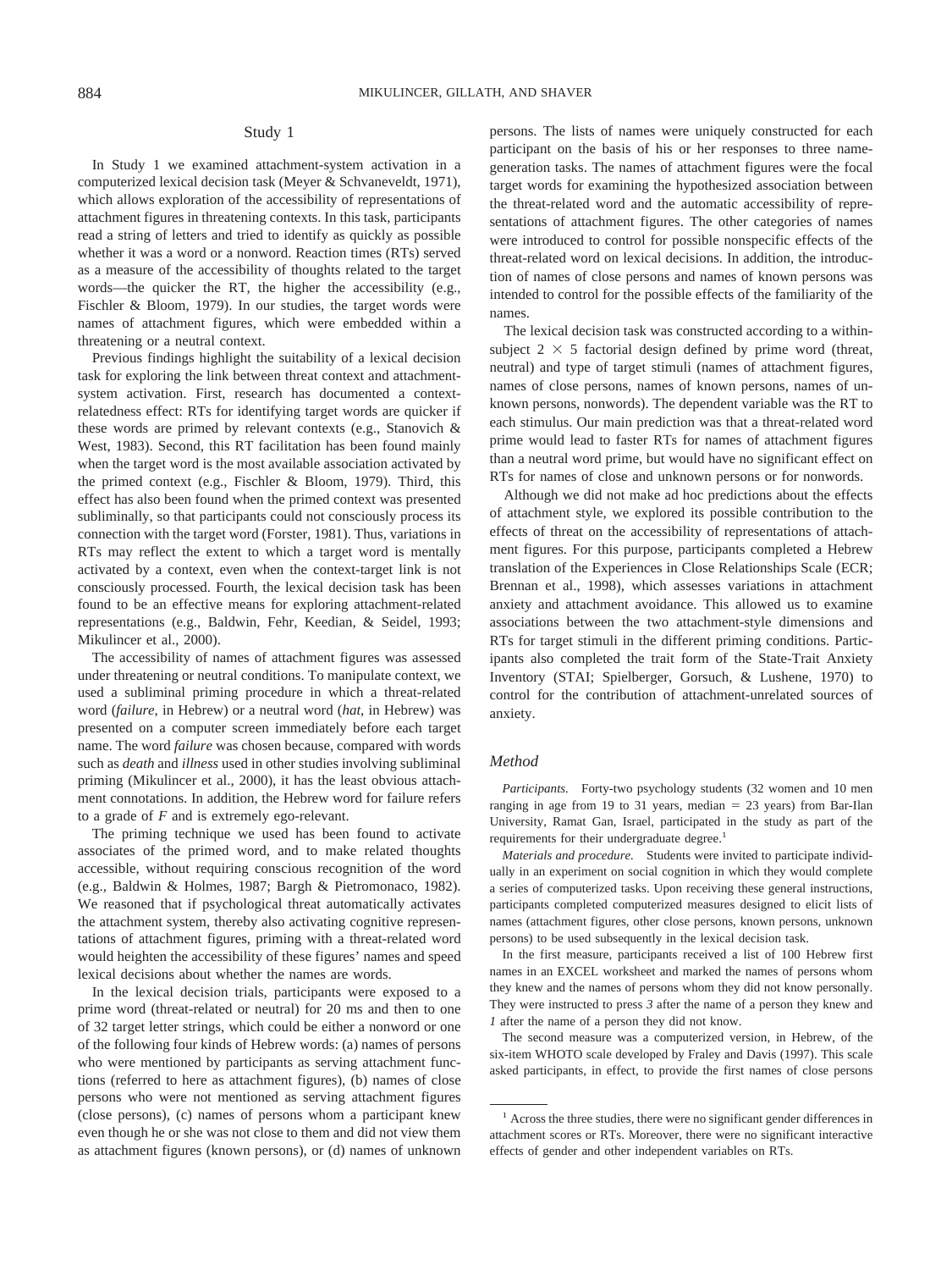## Study 1

In Study 1 we examined attachment-system activation in a computerized lexical decision task (Meyer & Schvaneveldt, 1971), which allows exploration of the accessibility of representations of attachment figures in threatening contexts. In this task, participants read a string of letters and tried to identify as quickly as possible whether it was a word or a nonword. Reaction times (RTs) served as a measure of the accessibility of thoughts related to the target words—the quicker the RT, the higher the accessibility (e.g., Fischler & Bloom, 1979). In our studies, the target words were names of attachment figures, which were embedded within a threatening or a neutral context.

Previous findings highlight the suitability of a lexical decision task for exploring the link between threat context and attachment-system activation. First, research has documented a context-relatedness effect: RTs for identifying target words are quicker if these words are primed by relevant contexts (e.g., Stanovich & West, 1983). Second, this RT facilitation has been found mainly when the target word is the most available association activated by the primed context (e.g., Fischler & Bloom, 1979). Third, this effect has also been found when the primed context was presented subliminally, so that participants could not consciously process its connection with the target word (Forster, 1981). Thus, variations in RTs may reflect the extent to which a target word is mentally activated by a context, even when the context-target link is not consciously processed. Fourth, the lexical decision task has been found to be an effective means for exploring attachment-related representations (e.g., Baldwin, Fehr, Keedian, & Seidel, 1993; Mikulincer et al., 2000).

The accessibility of names of attachment figures was assessed under threatening or neutral conditions. To manipulate context, we used a subliminal priming procedure in which a threat-related word (*failure*, in Hebrew) or a neutral word (*hat*, in Hebrew) was presented on a computer screen immediately before each target name. The word *failure* was chosen because, compared with words such as *death* and *illness* used in other studies involving subliminal priming (Mikulincer et al., 2000), it has the least obvious attachment connotations. In addition, the Hebrew word for failure refers to a grade of *F* and is extremely ego-relevant.

The priming technique we used has been found to activate associates of the primed word, and to make related thoughts accessible, without requiring conscious recognition of the word (e.g., Baldwin & Holmes, 1987; Bargh & Pietromonaco, 1982). We reasoned that if psychological threat automatically activates the attachment system, thereby also activating cognitive representations of attachment figures, priming with a threat-related word would heighten the accessibility of these figures' names and speed lexical decisions about whether the names are words.

In the lexical decision trials, participants were exposed to a prime word (threat-related or neutral) for 20 ms and then to one of 32 target letter strings, which could be either a nonword or one of the following four kinds of Hebrew words: (a) names of persons who were mentioned by participants as serving attachment functions (referred to here as attachment figures), (b) names of close persons who were not mentioned as serving attachment figures (close persons), (c) names of persons whom a participant knew even though he or she was not close to them and did not view them as attachment figures (known persons), or (d) names of unknown persons. The lists of names were uniquely constructed for each participant on the basis of his or her responses to three name-generation tasks. The names of attachment figures were the focal target words for examining the hypothesized association between the threat-related word and the automatic accessibility of representations of attachment figures. The other categories of names were introduced to control for possible nonspecific effects of the threat-related word on lexical decisions. In addition, the introduction of names of close persons and names of known persons was intended to control for the possible effects of the familiarity of the names.

The lexical decision task was constructed according to a within-subject 2 × 5 factorial design defined by prime word (threat, neutral) and type of target stimuli (names of attachment figures, names of close persons, names of known persons, names of unknown persons, nonwords). The dependent variable was the RT to each stimulus. Our main prediction was that a threat-related word prime would lead to faster RTs for names of attachment figures than a neutral word prime, but would have no significant effect on RTs for names of close and unknown persons or for nonwords.

Although we did not make ad hoc predictions about the effects of attachment style, we explored its possible contribution to the effects of threat on the accessibility of representations of attachment figures. For this purpose, participants completed a Hebrew translation of the Experiences in Close Relationships Scale (ECR; Brennan et al., 1998), which assesses variations in attachment anxiety and attachment avoidance. This allowed us to examine associations between the two attachment-style dimensions and RTs for target stimuli in the different priming conditions. Participants also completed the trait form of the State-Trait Anxiety Inventory (STAI; Spielberger, Gorsuch, & Lushene, 1970) to control for the contribution of attachment-unrelated sources of anxiety.

### Method

*Participants.* Forty-two psychology students (32 women and 10 men ranging in age from 19 to 31 years, median = 23 years) from Bar-Ilan University, Ramat Gan, Israel, participated in the study as part of the requirements for their undergraduate degree.[1]

*Materials and procedure.* Students were invited to participate individually in an experiment on social cognition in which they would complete a series of computerized tasks. Upon receiving these general instructions, participants completed computerized measures designed to elicit lists of names (attachment figures, other close persons, known persons, unknown persons) to be used subsequently in the lexical decision task.

In the first measure, participants received a list of 100 Hebrew first names in an EXCEL worksheet and marked the names of persons whom they knew and the names of persons whom they did not know personally. They were instructed to press *3* after the name of a person they knew and *1* after the name of a person they did not know.

The second measure was a computerized version, in Hebrew, of the six-item WHOTO scale developed by Fraley and Davis (1997). This scale asked participants, in effect, to provide the first names of close persons

[1] Across the three studies, there were no significant gender differences in attachment scores or RTs. Moreover, there were no significant interactive effects of gender and other independent variables on RTs.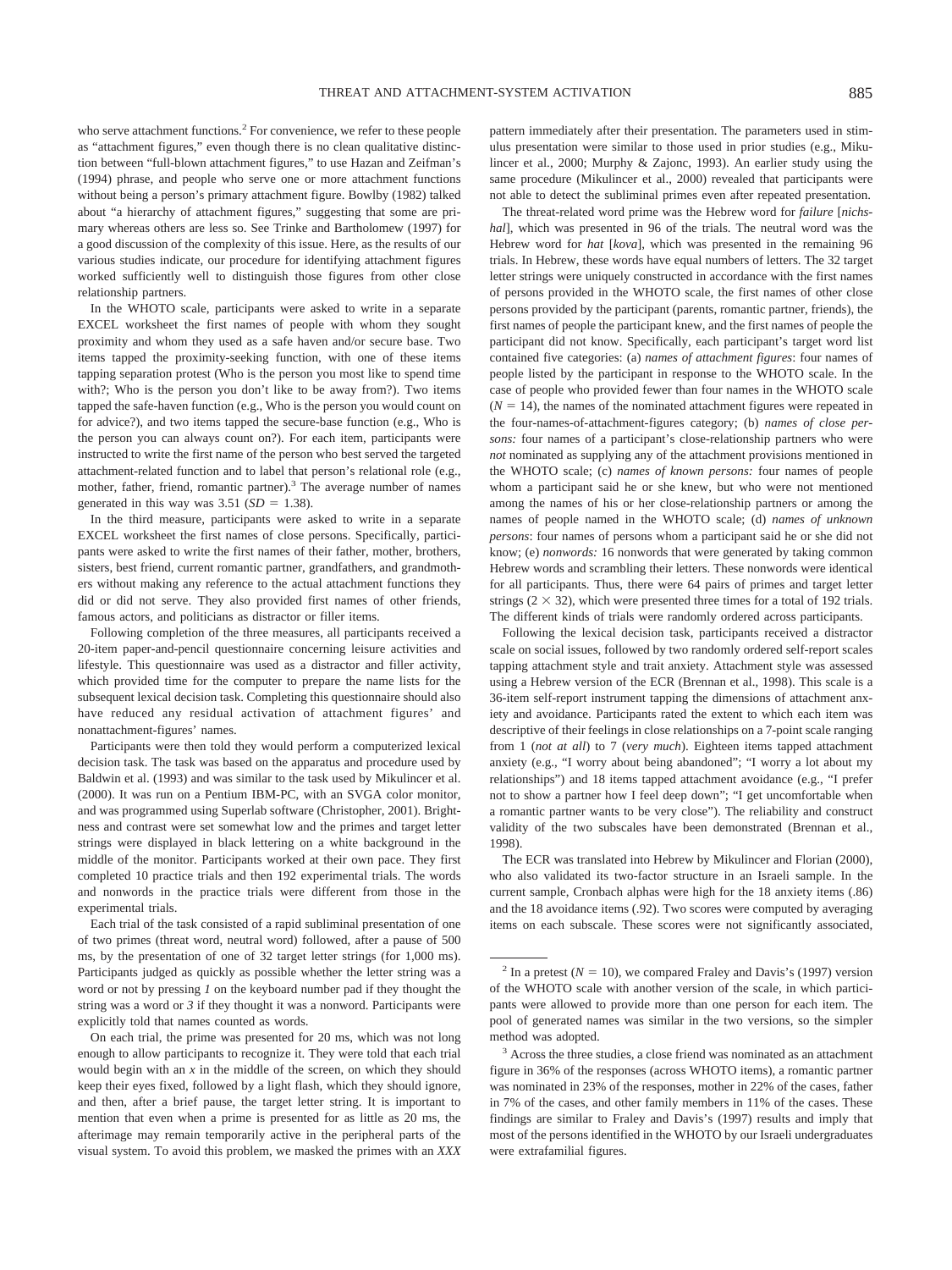who serve attachment functions.[2] For convenience, we refer to these people as "attachment figures," even though there is no clean qualitative distinction between "full-blown attachment figures," to use Hazan and Zeifman's (1994) phrase, and people who serve one or more attachment functions without being a person's primary attachment figure. Bowlby (1982) talked about "a hierarchy of attachment figures," suggesting that some are primary whereas others are less so. See Trinke and Bartholomew (1997) for a good discussion of the complexity of this issue. Here, as the results of our various studies indicate, our procedure for identifying attachment figures worked sufficiently well to distinguish those figures from other close relationship partners.

In the WHOTO scale, participants were asked to write in a separate EXCEL worksheet the first names of people with whom they sought proximity and whom they used as a safe haven and/or secure base. Two items tapped the proximity-seeking function, with one of these items tapping separation protest (Who is the person you most like to spend time with?; Who is the person you don't like to be away from?). Two items tapped the safe-haven function (e.g., Who is the person you would count on for advice?), and two items tapped the secure-base function (e.g., Who is the person you can always count on?). For each item, participants were instructed to write the first name of the person who best served the targeted attachment-related function and to label that person's relational role (e.g., mother, father, friend, romantic partner).[3] The average number of names generated in this way was 3.51 ($SD$ = 1.38).

In the third measure, participants were asked to write in a separate EXCEL worksheet the first names of close persons. Specifically, participants were asked to write the first names of their father, mother, brothers, sisters, best friend, current romantic partner, grandfathers, and grandmothers without making any reference to the actual attachment functions they did or did not serve. They also provided first names of other friends, famous actors, and politicians as distractor or filler items.

Following completion of the three measures, all participants received a 20-item paper-and-pencil questionnaire concerning leisure activities and lifestyle. This questionnaire was used as a distractor and filler activity, which provided time for the computer to prepare the name lists for the subsequent lexical decision task. Completing this questionnaire should also have reduced any residual activation of attachment figures' and nonattachment-figures' names.

Participants were then told they would perform a computerized lexical decision task. The task was based on the apparatus and procedure used by Baldwin et al. (1993) and was similar to the task used by Mikulincer et al. (2000). It was run on a Pentium IBM-PC, with an SVGA color monitor, and was programmed using Superlab software (Christopher, 2001). Brightness and contrast were set somewhat low and the primes and target letter strings were displayed in black lettering on a white background in the middle of the monitor. Participants worked at their own pace. They first completed 10 practice trials and then 192 experimental trials. The words and nonwords in the practice trials were different from those in the experimental trials.

Each trial of the task consisted of a rapid subliminal presentation of one of two primes (threat word, neutral word) followed, after a pause of 500 ms, by the presentation of one of 32 target letter strings (for 1,000 ms). Participants judged as quickly as possible whether the letter string was a word or not by pressing *1* on the keyboard number pad if they thought the string was a word or *3* if they thought it was a nonword. Participants were explicitly told that names counted as words.

On each trial, the prime was presented for 20 ms, which was not long enough to allow participants to recognize it. They were told that each trial would begin with an *x* in the middle of the screen, on which they should keep their eyes fixed, followed by a light flash, which they should ignore, and then, after a brief pause, the target letter string. It is important to mention that even when a prime is presented for as little as 20 ms, the afterimage may remain temporarily active in the peripheral parts of the visual system. To avoid this problem, we masked the primes with an *XXX* pattern immediately after their presentation. The parameters used in stimulus presentation were similar to those used in prior studies (e.g., Mikulincer et al., 2000; Murphy & Zajonc, 1993). An earlier study using the same procedure (Mikulincer et al., 2000) revealed that participants were not able to detect the subliminal primes even after repeated presentation.

The threat-related word prime was the Hebrew word for *failure* [*nichshal*], which was presented in 96 of the trials. The neutral word was the Hebrew word for *hat* [*kova*], which was presented in the remaining 96 trials. In Hebrew, these words have equal numbers of letters. The 32 target letter strings were uniquely constructed in accordance with the first names of persons provided in the WHOTO scale, the first names of other close persons provided by the participant (parents, romantic partner, friends), the first names of people the participant knew, and the first names of people the participant did not know. Specifically, each participant's target word list contained five categories: (a) *names of attachment figures*: four names of people listed by the participant in response to the WHOTO scale. In the case of people who provided fewer than four names in the WHOTO scale ($N$ = 14), the names of the nominated attachment figures were repeated in the four-names-of-attachment-figures category; (b) *names of close persons:* four names of a participant's close-relationship partners who were *not* nominated as supplying any of the attachment provisions mentioned in the WHOTO scale; (c) *names of known persons:* four names of people whom a participant said he or she knew, but who were not mentioned among the names of his or her close-relationship partners or among the names of people named in the WHOTO scale; (d) *names of unknown persons*: four names of persons whom a participant said he or she did not know; (e) *nonwords:* 16 nonwords that were generated by taking common Hebrew words and scrambling their letters. These nonwords were identical for all participants. Thus, there were 64 pairs of primes and target letter strings (2 × 32), which were presented three times for a total of 192 trials. The different kinds of trials were randomly ordered across participants.

Following the lexical decision task, participants received a distractor scale on social issues, followed by two randomly ordered self-report scales tapping attachment style and trait anxiety. Attachment style was assessed using a Hebrew version of the ECR (Brennan et al., 1998). This scale is a 36-item self-report instrument tapping the dimensions of attachment anxiety and avoidance. Participants rated the extent to which each item was descriptive of their feelings in close relationships on a 7-point scale ranging from 1 (*not at all*) to 7 (*very much*). Eighteen items tapped attachment anxiety (e.g., "I worry about being abandoned"; "I worry a lot about my relationships") and 18 items tapped attachment avoidance (e.g., "I prefer not to show a partner how I feel deep down"; "I get uncomfortable when a romantic partner wants to be very close"). The reliability and construct validity of the two subscales have been demonstrated (Brennan et al., 1998).

The ECR was translated into Hebrew by Mikulincer and Florian (2000), who also validated its two-factor structure in an Israeli sample. In the current sample, Cronbach alphas were high for the 18 anxiety items (.86) and the 18 avoidance items (.92). Two scores were computed by averaging items on each subscale. These scores were not significantly associated,

[2] In a pretest ($N$ = 10), we compared Fraley and Davis's (1997) version of the WHOTO scale with another version of the scale, in which participants were allowed to provide more than one person for each item. The pool of generated names was similar in the two versions, so the simpler method was adopted.

[3] Across the three studies, a close friend was nominated as an attachment figure in 36% of the responses (across WHOTO items), a romantic partner was nominated in 23% of the responses, mother in 22% of the cases, father in 7% of the cases, and other family members in 11% of the cases. These findings are similar to Fraley and Davis's (1997) results and imply that most of the persons identified in the WHOTO by our Israeli undergraduates were extrafamilial figures.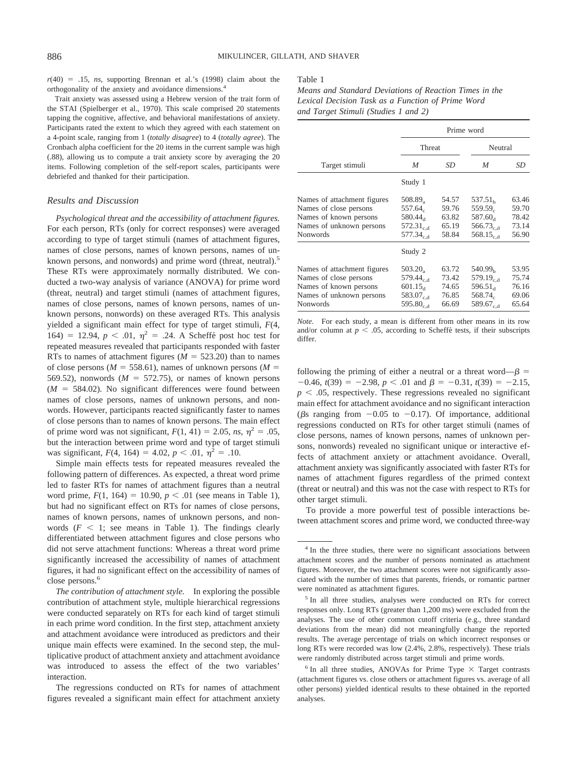$r(40) = .15$, *ns*, supporting Brennan et al.'s (1998) claim about the orthogonality of the anxiety and avoidance dimensions.[4]

Trait anxiety was assessed using a Hebrew version of the trait form of the STAI (Spielberger et al., 1970). This scale comprised 20 statements tapping the cognitive, affective, and behavioral manifestations of anxiety. Participants rated the extent to which they agreed with each statement on a 4-point scale, ranging from 1 (*totally disagree*) to 4 (*totally agree*). The Cronbach alpha coefficient for the 20 items in the current sample was high (.88), allowing us to compute a trait anxiety score by averaging the 20 items. Following completion of the self-report scales, participants were debriefed and thanked for their participation.

### Results and Discussion

*Psychological threat and the accessibility of attachment figures.* For each person, RTs (only for correct responses) were averaged according to type of target stimuli (names of attachment figures, names of close persons, names of known persons, names of unknown persons, and nonwords) and prime word (threat, neutral).[5] These RTs were approximately normally distributed. We conducted a two-way analysis of variance (ANOVA) for prime word (threat, neutral) and target stimuli (names of attachment figures, names of close persons, names of known persons, names of unknown persons, nonwords) on these averaged RTs. This analysis yielded a significant main effect for type of target stimuli, $F(4, 164) = 12.94$, $p < .01$, $\eta^2 = .24$. A Scheffé post hoc test for repeated measures revealed that participants responded with faster RTs to names of attachment figures ($M = 523.20$) than to names of close persons ($M = 558.61$), names of unknown persons ($M = 569.52$), nonwords ($M = 572.75$), or names of known persons ($M = 584.02$). No significant differences were found between names of close persons, names of unknown persons, and nonwords. However, participants reacted significantly faster to names of close persons than to names of known persons. The main effect of prime word was not significant, $F(1, 41) = 2.05$, *ns*, $\eta^2 = .05$, but the interaction between prime word and type of target stimuli was significant, $F(4, 164) = 4.02$, $p < .01$, $\eta^2 = .10$.

Simple main effects tests for repeated measures revealed the following pattern of differences. As expected, a threat word prime led to faster RTs for names of attachment figures than a neutral word prime, $F(1, 164) = 10.90$, $p < .01$ (see means in Table 1), but had no significant effect on RTs for names of close persons, names of known persons, names of unknown persons, and nonwords ($F < 1$; see means in Table 1). The findings clearly differentiated between attachment figures and close persons who did not serve attachment functions: Whereas a threat word prime significantly increased the accessibility of names of attachment figures, it had no significant effect on the accessibility of names of close persons.[6]

*The contribution of attachment style.* In exploring the possible contribution of attachment style, multiple hierarchical regressions were conducted separately on RTs for each kind of target stimuli in each prime word condition. In the first step, attachment anxiety and attachment avoidance were introduced as predictors and their unique main effects were examined. In the second step, the multiplicative product of attachment anxiety and attachment avoidance was introduced to assess the effect of the two variables' interaction.

The regressions conducted on RTs for names of attachment figures revealed a significant main effect for attachment anxiety

Table 1
*Means and Standard Deviations of Reaction Times in the Lexical Decision Task as a Function of Prime Word and Target Stimuli (Studies 1 and 2)*

| Target stimuli | Prime word: Threat *M* | *SD* | Prime word: Neutral *M* | *SD* |
|---|---|---|---|---|
| **Study 1** | | | | |
| Names of attachment figures | $508.89_{a}$ | 54.57 | $537.51_{b}$ | 63.46 |
| Names of close persons | $557.64_{c}$ | 59.76 | $559.59_{c}$ | 59.70 |
| Names of known persons | $580.44_{d}$ | 63.82 | $587.60_{d}$ | 78.42 |
| Names of unknown persons | $572.31_{c,d}$ | 65.19 | $566.73_{c,d}$ | 73.14 |
| Nonwords | $577.34_{c,d}$ | 58.84 | $568.15_{c,d}$ | 56.90 |
| **Study 2** | | | | |
| Names of attachment figures | $503.20_{a}$ | 63.72 | $540.99_{b}$ | 53.95 |
| Names of close persons | $579.44_{c,d}$ | 73.42 | $579.19_{c,d}$ | 75.74 |
| Names of known persons | $601.15_{d}$ | 74.65 | $596.51_{d}$ | 76.16 |
| Names of unknown persons | $583.07_{c,d}$ | 76.85 | $568.74_{c}$ | 69.06 |
| Nonwords | $595.80_{c,d}$ | 66.69 | $589.67_{c,d}$ | 65.64 |

*Note.* For each study, a mean is different from other means in its row and/or column at $p < .05$, according to Scheffé tests, if their subscripts differ.

following the priming of either a neutral or a threat word—$\beta = -0.46$, $t(39) = -2.98$, $p < .01$ and $\beta = -0.31$, $t(39) = -2.15$, $p < .05$, respectively. These regressions revealed no significant main effect for attachment avoidance and no significant interaction ($\beta$s ranging from $-0.05$ to $-0.17$). Of importance, additional regressions conducted on RTs for other target stimuli (names of close persons, names of known persons, names of unknown persons, nonwords) revealed no significant unique or interactive effects of attachment anxiety or attachment avoidance. Overall, attachment anxiety was significantly associated with faster RTs for names of attachment figures regardless of the primed context (threat or neutral) and this was not the case with respect to RTs for other target stimuli.

To provide a more powerful test of possible interactions between attachment scores and prime word, we conducted three-way

[4] In the three studies, there were no significant associations between attachment scores and the number of persons nominated as attachment figures. Moreover, the two attachment scores were not significantly associated with the number of times that parents, friends, or romantic partner were nominated as attachment figures.

[5] In all three studies, analyses were conducted on RTs for correct responses only. Long RTs (greater than 1,200 ms) were excluded from the analyses. The use of other common cutoff criteria (e.g., three standard deviations from the mean) did not meaningfully change the reported results. The average percentage of trials on which incorrect responses or long RTs were recorded was low (2.4%, 2.8%, respectively). These trials were randomly distributed across target stimuli and prime words.

[6] In all three studies, ANOVAs for Prime Type × Target contrasts (attachment figures vs. close others or attachment figures vs. average of all other persons) yielded identical results to these obtained in the reported analyses.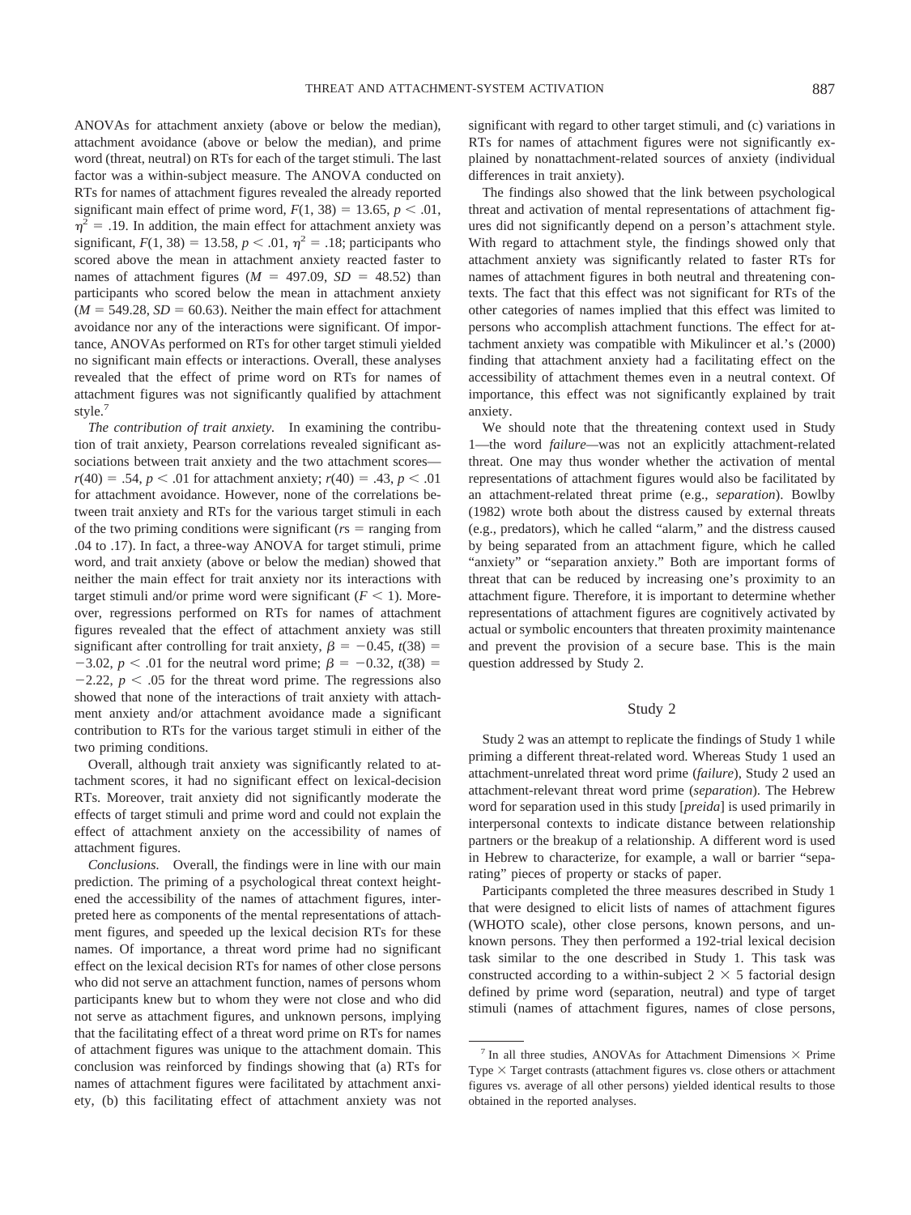ANOVAs for attachment anxiety (above or below the median), attachment avoidance (above or below the median), and prime word (threat, neutral) on RTs for each of the target stimuli. The last factor was a within-subject measure. The ANOVA conducted on RTs for names of attachment figures revealed the already reported significant main effect of prime word, $F(1, 38) = 13.65$, $p < .01$, $\eta^2 = .19$. In addition, the main effect for attachment anxiety was significant, $F(1, 38) = 13.58$, $p < .01$, $\eta^2 = .18$; participants who scored above the mean in attachment anxiety reacted faster to names of attachment figures ($M = 497.09$, $SD = 48.52$) than participants who scored below the mean in attachment anxiety ($M = 549.28$, $SD = 60.63$). Neither the main effect for attachment avoidance nor any of the interactions were significant. Of importance, ANOVAs performed on RTs for other target stimuli yielded no significant main effects or interactions. Overall, these analyses revealed that the effect of prime word on RTs for names of attachment figures was not significantly qualified by attachment style.[7]

*The contribution of trait anxiety.* In examining the contribution of trait anxiety, Pearson correlations revealed significant associations between trait anxiety and the two attachment scores—$r(40) = .54$, $p < .01$ for attachment anxiety; $r(40) = .43$, $p < .01$ for attachment avoidance. However, none of the correlations between trait anxiety and RTs for the various target stimuli in each of the two priming conditions were significant ($r$s = ranging from .04 to .17). In fact, a three-way ANOVA for target stimuli, prime word, and trait anxiety (above or below the median) showed that neither the main effect for trait anxiety nor its interactions with target stimuli and/or prime word were significant ($F < 1$). Moreover, regressions performed on RTs for names of attachment figures revealed that the effect of attachment anxiety was still significant after controlling for trait anxiety, $\beta = -0.45$, $t(38) = -3.02$, $p < .01$ for the neutral word prime; $\beta = -0.32$, $t(38) = -2.22$, $p < .05$ for the threat word prime. The regressions also showed that none of the interactions of trait anxiety with attachment anxiety and/or attachment avoidance made a significant contribution to RTs for the various target stimuli in either of the two priming conditions.

Overall, although trait anxiety was significantly related to attachment scores, it had no significant effect on lexical-decision RTs. Moreover, trait anxiety did not significantly moderate the effects of target stimuli and prime word and could not explain the effect of attachment anxiety on the accessibility of names of attachment figures.

*Conclusions.* Overall, the findings were in line with our main prediction. The priming of a psychological threat context heightened the accessibility of the names of attachment figures, interpreted here as components of the mental representations of attachment figures, and speeded up the lexical decision RTs for these names. Of importance, a threat word prime had no significant effect on the lexical decision RTs for names of other close persons who did not serve an attachment function, names of persons whom participants knew but to whom they were not close and who did not serve as attachment figures, and unknown persons, implying that the facilitating effect of a threat word prime on RTs for names of attachment figures was unique to the attachment domain. This conclusion was reinforced by findings showing that (a) RTs for names of attachment figures were facilitated by attachment anxiety, (b) this facilitating effect of attachment anxiety was not significant with regard to other target stimuli, and (c) variations in RTs for names of attachment figures were not significantly explained by nonattachment-related sources of anxiety (individual differences in trait anxiety).

The findings also showed that the link between psychological threat and activation of mental representations of attachment figures did not significantly depend on a person's attachment style. With regard to attachment style, the findings showed only that attachment anxiety was significantly related to faster RTs for names of attachment figures in both neutral and threatening contexts. The fact that this effect was not significant for RTs of the other categories of names implied that this effect was limited to persons who accomplish attachment functions. The effect for attachment anxiety was compatible with Mikulincer et al.'s (2000) finding that attachment anxiety had a facilitating effect on the accessibility of attachment themes even in a neutral context. Of importance, this effect was not significantly explained by trait anxiety.

We should note that the threatening context used in Study 1—the word *failure*—was not an explicitly attachment-related threat. One may thus wonder whether the activation of mental representations of attachment figures would also be facilitated by an attachment-related threat prime (e.g., *separation*). Bowlby (1982) wrote both about the distress caused by external threats (e.g., predators), which he called "alarm," and the distress caused by being separated from an attachment figure, which he called "anxiety" or "separation anxiety." Both are important forms of threat that can be reduced by increasing one's proximity to an attachment figure. Therefore, it is important to determine whether representations of attachment figures are cognitively activated by actual or symbolic encounters that threaten proximity maintenance and prevent the provision of a secure base. This is the main question addressed by Study 2.

## Study 2

Study 2 was an attempt to replicate the findings of Study 1 while priming a different threat-related word. Whereas Study 1 used an attachment-unrelated threat word prime (*failure*), Study 2 used an attachment-relevant threat word prime (*separation*). The Hebrew word for separation used in this study [*preida*] is used primarily in interpersonal contexts to indicate distance between relationship partners or the breakup of a relationship. A different word is used in Hebrew to characterize, for example, a wall or barrier "separating" pieces of property or stacks of paper.

Participants completed the three measures described in Study 1 that were designed to elicit lists of names of attachment figures (WHOTO scale), other close persons, known persons, and unknown persons. They then performed a 192-trial lexical decision task similar to the one described in Study 1. This task was constructed according to a within-subject $2 \times 5$ factorial design defined by prime word (separation, neutral) and type of target stimuli (names of attachment figures, names of close persons,

[7] In all three studies, ANOVAs for Attachment Dimensions × Prime Type × Target contrasts (attachment figures vs. close others or attachment figures vs. average of all other persons) yielded identical results to those obtained in the reported analyses.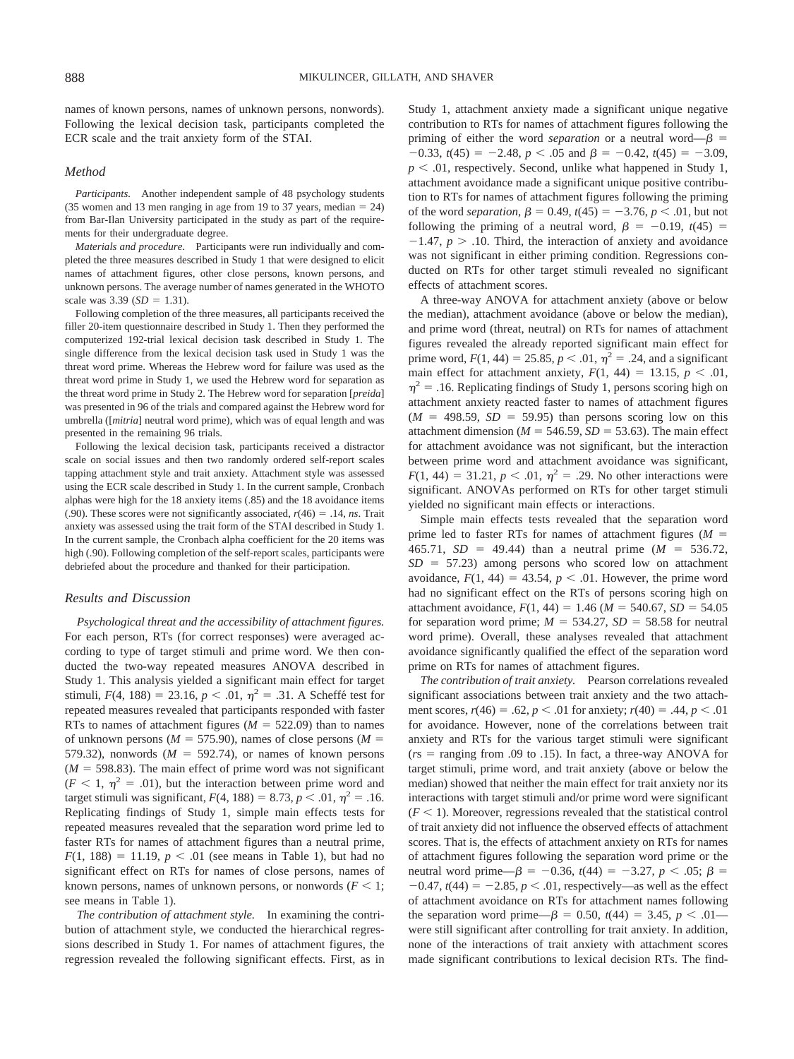names of known persons, names of unknown persons, nonwords). Following the lexical decision task, participants completed the ECR scale and the trait anxiety form of the STAI.

### Method

*Participants.* Another independent sample of 48 psychology students (35 women and 13 men ranging in age from 19 to 37 years, median = 24) from Bar-Ilan University participated in the study as part of the requirements for their undergraduate degree.

*Materials and procedure.* Participants were run individually and completed the three measures described in Study 1 that were designed to elicit names of attachment figures, other close persons, known persons, and unknown persons. The average number of names generated in the WHOTO scale was 3.39 ($SD$ = 1.31).

Following completion of the three measures, all participants received the filler 20-item questionnaire described in Study 1. Then they performed the computerized 192-trial lexical decision task described in Study 1. The single difference from the lexical decision task used in Study 1 was the threat word prime. Whereas the Hebrew word for failure was used as the threat word prime in Study 1, we used the Hebrew word for separation as the threat word prime in Study 2. The Hebrew word for separation [*preida*] was presented in 96 of the trials and compared against the Hebrew word for umbrella ([*mitria*] neutral word prime), which was of equal length and was presented in the remaining 96 trials.

Following the lexical decision task, participants received a distractor scale on social issues and then two randomly ordered self-report scales tapping attachment style and trait anxiety. Attachment style was assessed using the ECR scale described in Study 1. In the current sample, Cronbach alphas were high for the 18 anxiety items (.85) and the 18 avoidance items (.90). These scores were not significantly associated, $r(46) = .14$, *ns*. Trait anxiety was assessed using the trait form of the STAI described in Study 1. In the current sample, the Cronbach alpha coefficient for the 20 items was high (.90). Following completion of the self-report scales, participants were debriefed about the procedure and thanked for their participation.

### Results and Discussion

*Psychological threat and the accessibility of attachment figures.* For each person, RTs (for correct responses) were averaged according to type of target stimuli and prime word. We then conducted the two-way repeated measures ANOVA described in Study 1. This analysis yielded a significant main effect for target stimuli, $F(4, 188) = 23.16$, $p < .01$, $\eta^2 = .31$. A Scheffé test for repeated measures revealed that participants responded with faster RTs to names of attachment figures ($M$ = 522.09) than to names of unknown persons ($M$ = 575.90), names of close persons ($M$ = 579.32), nonwords ($M$ = 592.74), or names of known persons ($M$ = 598.83). The main effect of prime word was not significant ($F < 1$, $\eta^2 = .01$), but the interaction between prime word and target stimuli was significant, $F(4, 188) = 8.73$, $p < .01$, $\eta^2 = .16$. Replicating findings of Study 1, simple main effects tests for repeated measures revealed that the separation word prime led to faster RTs for names of attachment figures than a neutral prime, $F(1, 188) = 11.19$, $p < .01$ (see means in Table 1), but had no significant effect on RTs for names of close persons, names of known persons, names of unknown persons, or nonwords ($F < 1$; see means in Table 1).

*The contribution of attachment style.* In examining the contribution of attachment style, we conducted the hierarchical regressions described in Study 1. For names of attachment figures, the regression revealed the following significant effects. First, as in Study 1, attachment anxiety made a significant unique negative contribution to RTs for names of attachment figures following the priming of either the word *separation* or a neutral word—$\beta = -0.33$, $t(45) = -2.48$, $p < .05$ and $\beta = -0.42$, $t(45) = -3.09$, $p < .01$, respectively. Second, unlike what happened in Study 1, attachment avoidance made a significant unique positive contribution to RTs for names of attachment figures following the priming of the word *separation*, $\beta = 0.49$, $t(45) = -3.76$, $p < .01$, but not following the priming of a neutral word, $\beta = -0.19$, $t(45) = -1.47$, $p > .10$. Third, the interaction of anxiety and avoidance was not significant in either priming condition. Regressions conducted on RTs for other target stimuli revealed no significant effects of attachment scores.

A three-way ANOVA for attachment anxiety (above or below the median), attachment avoidance (above or below the median), and prime word (threat, neutral) on RTs for names of attachment figures revealed the already reported significant main effect for prime word, $F(1, 44) = 25.85$, $p < .01$, $\eta^2 = .24$, and a significant main effect for attachment anxiety, $F(1, 44) = 13.15$, $p < .01$, $\eta^2 = .16$. Replicating findings of Study 1, persons scoring high on attachment anxiety reacted faster to names of attachment figures ($M$ = 498.59, $SD$ = 59.95) than persons scoring low on this attachment dimension ($M$ = 546.59, $SD$ = 53.63). The main effect for attachment avoidance was not significant, but the interaction between prime word and attachment avoidance was significant, $F(1, 44) = 31.21$, $p < .01$, $\eta^2 = .29$. No other interactions were significant. ANOVAs performed on RTs for other target stimuli yielded no significant main effects or interactions.

Simple main effects tests revealed that the separation word prime led to faster RTs for names of attachment figures ($M$ = 465.71, $SD$ = 49.44) than a neutral prime ($M$ = 536.72, $SD$ = 57.23) among persons who scored low on attachment avoidance, $F(1, 44) = 43.54$, $p < .01$. However, the prime word had no significant effect on the RTs of persons scoring high on attachment avoidance, $F(1, 44) = 1.46$ ($M$ = 540.67, $SD$ = 54.05 for separation word prime; $M$ = 534.27, $SD$ = 58.58 for neutral word prime). Overall, these analyses revealed that attachment avoidance significantly qualified the effect of the separation word prime on RTs for names of attachment figures.

*The contribution of trait anxiety.* Pearson correlations revealed significant associations between trait anxiety and the two attachment scores, $r(46) = .62$, $p < .01$ for anxiety; $r(40) = .44$, $p < .01$ for avoidance. However, none of the correlations between trait anxiety and RTs for the various target stimuli were significant ($r$s = ranging from .09 to .15). In fact, a three-way ANOVA for target stimuli, prime word, and trait anxiety (above or below the median) showed that neither the main effect for trait anxiety nor its interactions with target stimuli and/or prime word were significant ($F < 1$). Moreover, regressions revealed that the statistical control of trait anxiety did not influence the observed effects of attachment scores. That is, the effects of attachment anxiety on RTs for names of attachment figures following the separation word prime or the neutral word prime—$\beta = -0.36$, $t(44) = -3.27$, $p < .05$; $\beta = -0.47$, $t(44) = -2.85$, $p < .01$, respectively—as well as the effect of attachment avoidance on RTs for attachment names following the separation word prime—$\beta = 0.50$, $t(44) = 3.45$, $p < .01$—were still significant after controlling for trait anxiety. In addition, none of the interactions of trait anxiety with attachment scores made significant contributions to lexical decision RTs. The find-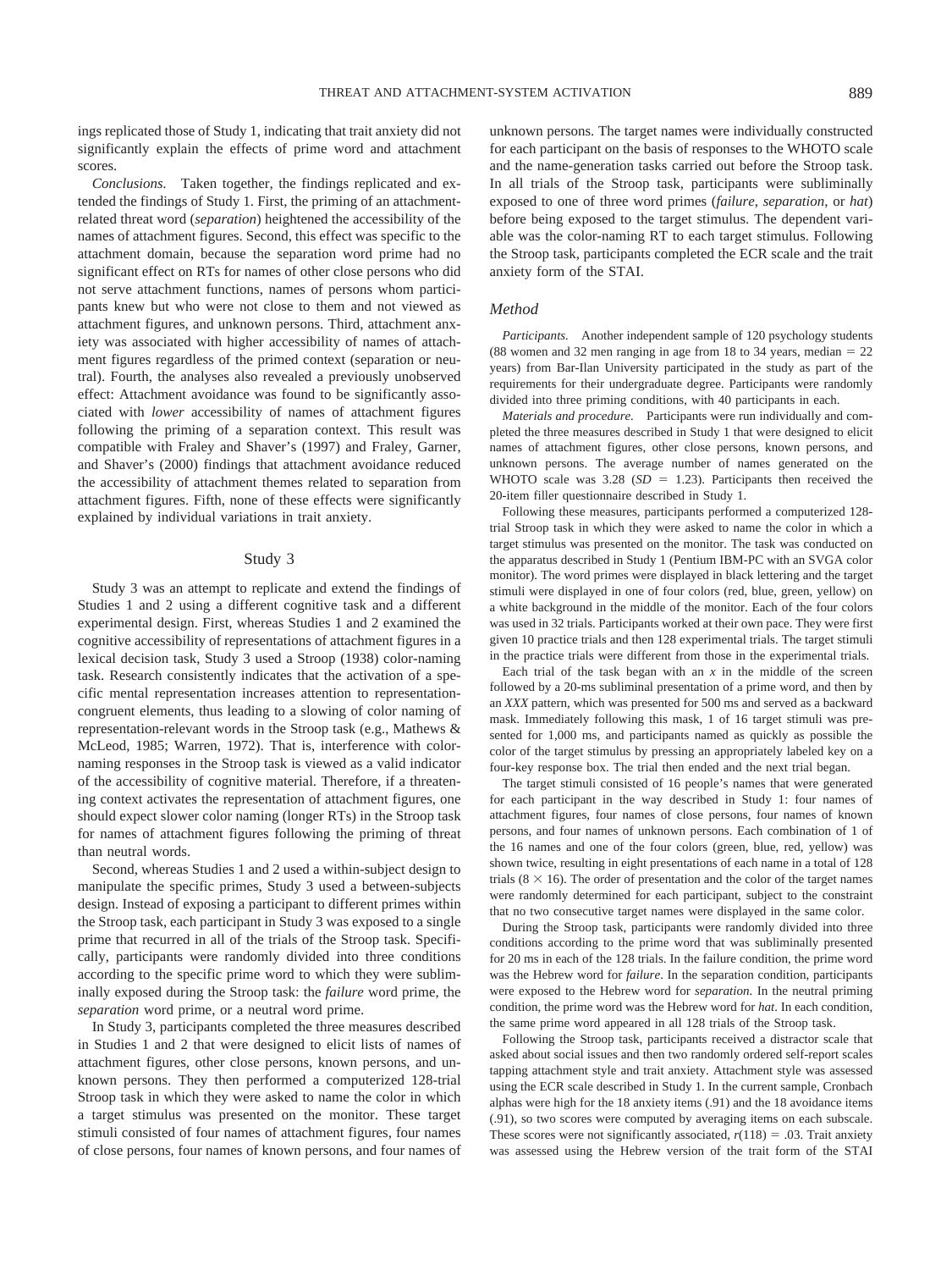ings replicated those of Study 1, indicating that trait anxiety did not significantly explain the effects of prime word and attachment scores.

*Conclusions.* Taken together, the findings replicated and extended the findings of Study 1. First, the priming of an attachment-related threat word (*separation*) heightened the accessibility of the names of attachment figures. Second, this effect was specific to the attachment domain, because the separation word prime had no significant effect on RTs for names of other close persons who did not serve attachment functions, names of persons whom participants knew but who were not close to them and not viewed as attachment figures, and unknown persons. Third, attachment anxiety was associated with higher accessibility of names of attachment figures regardless of the primed context (separation or neutral). Fourth, the analyses also revealed a previously unobserved effect: Attachment avoidance was found to be significantly associated with *lower* accessibility of names of attachment figures following the priming of a separation context. This result was compatible with Fraley and Shaver's (1997) and Fraley, Garner, and Shaver's (2000) findings that attachment avoidance reduced the accessibility of attachment themes related to separation from attachment figures. Fifth, none of these effects were significantly explained by individual variations in trait anxiety.

## Study 3

Study 3 was an attempt to replicate and extend the findings of Studies 1 and 2 using a different cognitive task and a different experimental design. First, whereas Studies 1 and 2 examined the cognitive accessibility of representations of attachment figures in a lexical decision task, Study 3 used a Stroop (1938) color-naming task. Research consistently indicates that the activation of a specific mental representation increases attention to representation-congruent elements, thus leading to a slowing of color naming of representation-relevant words in the Stroop task (e.g., Mathews & McLeod, 1985; Warren, 1972). That is, interference with color-naming responses in the Stroop task is viewed as a valid indicator of the accessibility of cognitive material. Therefore, if a threatening context activates the representation of attachment figures, one should expect slower color naming (longer RTs) in the Stroop task for names of attachment figures following the priming of threat than neutral words.

Second, whereas Studies 1 and 2 used a within-subject design to manipulate the specific primes, Study 3 used a between-subjects design. Instead of exposing a participant to different primes within the Stroop task, each participant in Study 3 was exposed to a single prime that recurred in all of the trials of the Stroop task. Specifically, participants were randomly divided into three conditions according to the specific prime word to which they were subliminally exposed during the Stroop task: the *failure* word prime, the *separation* word prime, or a neutral word prime.

In Study 3, participants completed the three measures described in Studies 1 and 2 that were designed to elicit lists of names of attachment figures, other close persons, known persons, and unknown persons. They then performed a computerized 128-trial Stroop task in which they were asked to name the color in which a target stimulus was presented on the monitor. These target stimuli consisted of four names of attachment figures, four names of close persons, four names of known persons, and four names of unknown persons. The target names were individually constructed for each participant on the basis of responses to the WHOTO scale and the name-generation tasks carried out before the Stroop task. In all trials of the Stroop task, participants were subliminally exposed to one of three word primes (*failure*, *separation*, or *hat*) before being exposed to the target stimulus. The dependent variable was the color-naming RT to each target stimulus. Following the Stroop task, participants completed the ECR scale and the trait anxiety form of the STAI.

### Method

*Participants.* Another independent sample of 120 psychology students (88 women and 32 men ranging in age from 18 to 34 years, median = 22 years) from Bar-Ilan University participated in the study as part of the requirements for their undergraduate degree. Participants were randomly divided into three priming conditions, with 40 participants in each.

*Materials and procedure.* Participants were run individually and completed the three measures described in Study 1 that were designed to elicit names of attachment figures, other close persons, known persons, and unknown persons. The average number of names generated on the WHOTO scale was 3.28 ($SD$ = 1.23). Participants then received the 20-item filler questionnaire described in Study 1.

Following these measures, participants performed a computerized 128-trial Stroop task in which they were asked to name the color in which a target stimulus was presented on the monitor. The task was conducted on the apparatus described in Study 1 (Pentium IBM-PC with an SVGA color monitor). The word primes were displayed in black lettering and the target stimuli were displayed in one of four colors (red, blue, green, yellow) on a white background in the middle of the monitor. Each of the four colors was used in 32 trials. Participants worked at their own pace. They were first given 10 practice trials and then 128 experimental trials. The target stimuli in the practice trials were different from those in the experimental trials.

Each trial of the task began with an *x* in the middle of the screen followed by a 20-ms subliminal presentation of a prime word, and then by an *XXX* pattern, which was presented for 500 ms and served as a backward mask. Immediately following this mask, 1 of 16 target stimuli was presented for 1,000 ms, and participants named as quickly as possible the color of the target stimulus by pressing an appropriately labeled key on a four-key response box. The trial then ended and the next trial began.

The target stimuli consisted of 16 people's names that were generated for each participant in the way described in Study 1: four names of attachment figures, four names of close persons, four names of known persons, and four names of unknown persons. Each combination of 1 of the 16 names and one of the four colors (green, blue, red, yellow) was shown twice, resulting in eight presentations of each name in a total of 128 trials ($8 \times 16$). The order of presentation and the color of the target names were randomly determined for each participant, subject to the constraint that no two consecutive target names were displayed in the same color.

During the Stroop task, participants were randomly divided into three conditions according to the prime word that was subliminally presented for 20 ms in each of the 128 trials. In the failure condition, the prime word was the Hebrew word for *failure*. In the separation condition, participants were exposed to the Hebrew word for *separation*. In the neutral priming condition, the prime word was the Hebrew word for *hat*. In each condition, the same prime word appeared in all 128 trials of the Stroop task.

Following the Stroop task, participants received a distractor scale that asked about social issues and then two randomly ordered self-report scales tapping attachment style and trait anxiety. Attachment style was assessed using the ECR scale described in Study 1. In the current sample, Cronbach alphas were high for the 18 anxiety items (.91) and the 18 avoidance items (.91), so two scores were computed by averaging items on each subscale. These scores were not significantly associated, $r(118)$ = .03. Trait anxiety was assessed using the Hebrew version of the trait form of the STAI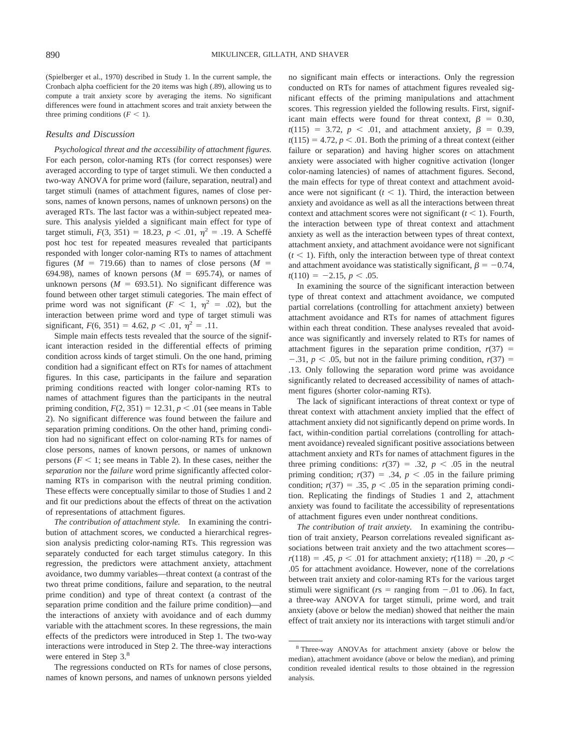(Spielberger et al., 1970) described in Study 1. In the current sample, the Cronbach alpha coefficient for the 20 items was high (.89), allowing us to compute a trait anxiety score by averaging the items. No significant differences were found in attachment scores and trait anxiety between the three priming conditions ($F < 1$).

### Results and Discussion

*Psychological threat and the accessibility of attachment figures.* For each person, color-naming RTs (for correct responses) were averaged according to type of target stimuli. We then conducted a two-way ANOVA for prime word (failure, separation, neutral) and target stimuli (names of attachment figures, names of close persons, names of known persons, names of unknown persons) on the averaged RTs. The last factor was a within-subject repeated measure. This analysis yielded a significant main effect for type of target stimuli, $F(3, 351) = 18.23$, $p < .01$, $\eta^2 = .19$. A Scheffé post hoc test for repeated measures revealed that participants responded with longer color-naming RTs to names of attachment figures ($M = 719.66$) than to names of close persons ($M = 694.98$), names of known persons ($M = 695.74$), or names of unknown persons ($M = 693.51$). No significant difference was found between other target stimuli categories. The main effect of prime word was not significant ($F < 1$, $\eta^2 = .02$), but the interaction between prime word and type of target stimuli was significant, $F(6, 351) = 4.62$, $p < .01$, $\eta^2 = .11$.

Simple main effects tests revealed that the source of the significant interaction resided in the differential effects of priming condition across kinds of target stimuli. On the one hand, priming condition had a significant effect on RTs for names of attachment figures. In this case, participants in the failure and separation priming conditions reacted with longer color-naming RTs to names of attachment figures than the participants in the neutral priming condition, $F(2, 351) = 12.31$, $p < .01$ (see means in Table 2). No significant difference was found between the failure and separation priming conditions. On the other hand, priming condition had no significant effect on color-naming RTs for names of close persons, names of known persons, or names of unknown persons ($F < 1$; see means in Table 2). In these cases, neither the *separation* nor the *failure* word prime significantly affected color-naming RTs in comparison with the neutral priming condition. These effects were conceptually similar to those of Studies 1 and 2 and fit our predictions about the effects of threat on the activation of representations of attachment figures.

*The contribution of attachment style.* In examining the contribution of attachment scores, we conducted a hierarchical regression analysis predicting color-naming RTs. This regression was separately conducted for each target stimulus category. In this regression, the predictors were attachment anxiety, attachment avoidance, two dummy variables—threat context (a contrast of the two threat prime conditions, failure and separation, to the neutral prime condition) and type of threat context (a contrast of the separation prime condition and the failure prime condition)—and the interactions of anxiety with avoidance and of each dummy variable with the attachment scores. In these regressions, the main effects of the predictors were introduced in Step 1. The two-way interactions were introduced in Step 2. The three-way interactions were entered in Step 3.[8]

The regressions conducted on RTs for names of close persons, names of known persons, and names of unknown persons yielded no significant main effects or interactions. Only the regression conducted on RTs for names of attachment figures revealed significant effects of the priming manipulations and attachment scores. This regression yielded the following results. First, significant main effects were found for threat context, $\beta = 0.30$, $t(115) = 3.72$, $p < .01$, and attachment anxiety, $\beta = 0.39$, $t(115) = 4.72$, $p < .01$. Both the priming of a threat context (either failure or separation) and having higher scores on attachment anxiety were associated with higher cognitive activation (longer color-naming latencies) of names of attachment figures. Second, the main effects for type of threat context and attachment avoidance were not significant ($t < 1$). Third, the interaction between anxiety and avoidance as well as all the interactions between threat context and attachment scores were not significant ($t < 1$). Fourth, the interaction between type of threat context and attachment anxiety as well as the interaction between types of threat context, attachment anxiety, and attachment avoidance were not significant ($t < 1$). Fifth, only the interaction between type of threat context and attachment avoidance was statistically significant, $\beta = -0.74$, $t(110) = -2.15$, $p < .05$.

In examining the source of the significant interaction between type of threat context and attachment avoidance, we computed partial correlations (controlling for attachment anxiety) between attachment avoidance and RTs for names of attachment figures within each threat condition. These analyses revealed that avoidance was significantly and inversely related to RTs for names of attachment figures in the separation prime condition, $r(37) = -.31$, $p < .05$, but not in the failure priming condition, $r(37) = .13$. Only following the separation word prime was avoidance significantly related to decreased accessibility of names of attachment figures (shorter color-naming RTs).

The lack of significant interactions of threat context or type of threat context with attachment anxiety implied that the effect of attachment anxiety did not significantly depend on prime words. In fact, within-condition partial correlations (controlling for attachment avoidance) revealed significant positive associations between attachment anxiety and RTs for names of attachment figures in the three priming conditions: $r(37) = .32$, $p < .05$ in the neutral priming condition; $r(37) = .34$, $p < .05$ in the failure priming condition; $r(37) = .35$, $p < .05$ in the separation priming condition. Replicating the findings of Studies 1 and 2, attachment anxiety was found to facilitate the accessibility of representations of attachment figures even under nonthreat conditions.

*The contribution of trait anxiety.* In examining the contribution of trait anxiety, Pearson correlations revealed significant associations between trait anxiety and the two attachment scores—$r(118) = .45$, $p < .01$ for attachment anxiety; $r(118) = .20$, $p < .05$ for attachment avoidance. However, none of the correlations between trait anxiety and color-naming RTs for the various target stimuli were significant ($rs$ = ranging from $-.01$ to $.06$). In fact, a three-way ANOVA for target stimuli, prime word, and trait anxiety (above or below the median) showed that neither the main effect of trait anxiety nor its interactions with target stimuli and/or

[8] Three-way ANOVAs for attachment anxiety (above or below the median), attachment avoidance (above or below the median), and priming condition revealed identical results to those obtained in the regression analysis.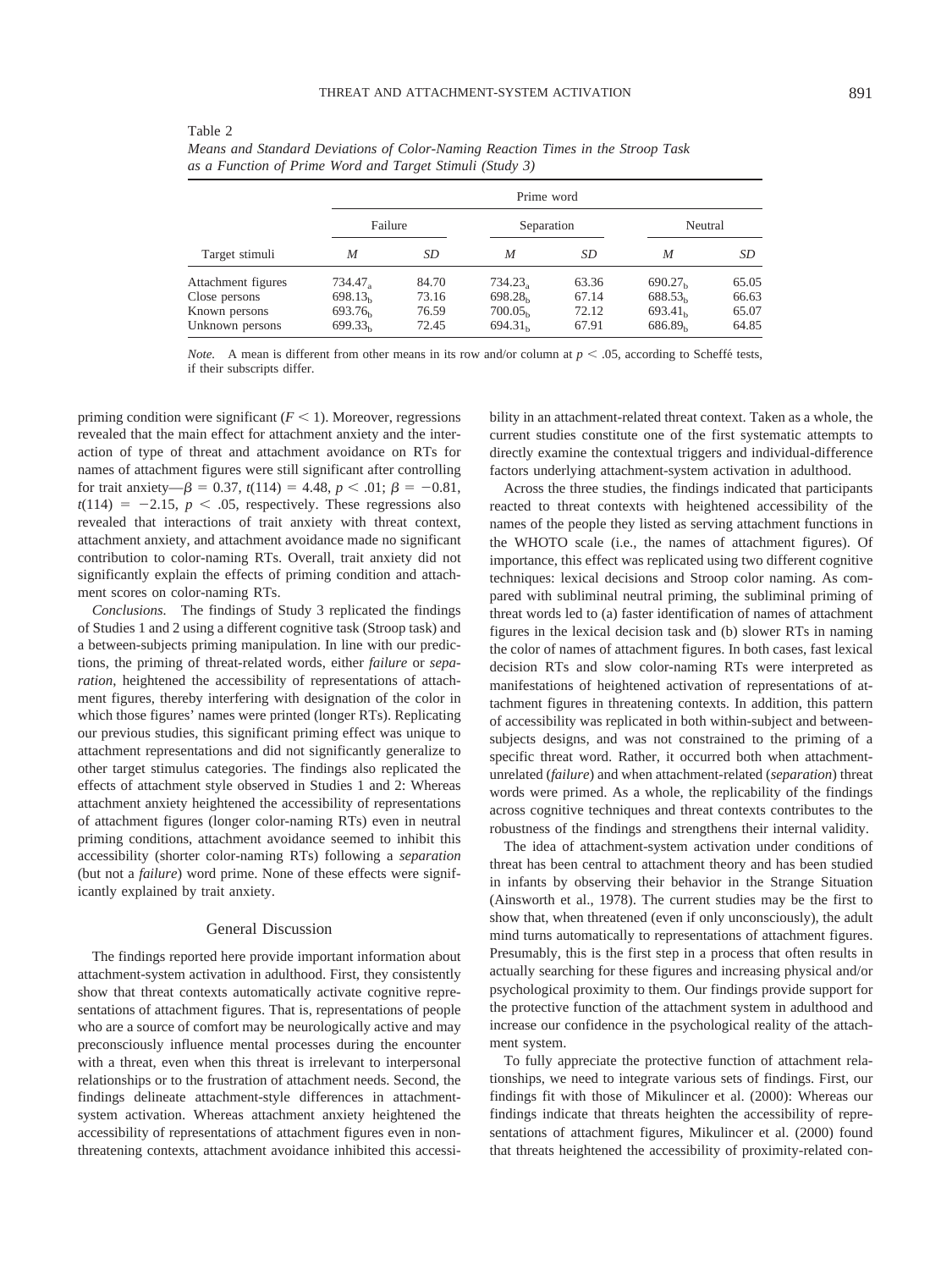Table 2
*Means and Standard Deviations of Color-Naming Reaction Times in the Stroop Task as a Function of Prime Word and Target Stimuli (Study 3)*

| | Prime word | | | | | |
|---|---|---|---|---|---|---|
| | Failure | | Separation | | Neutral | |
| Target stimuli | *M* | *SD* | *M* | *SD* | *M* | *SD* |
| Attachment figures | $734.47_a$ | 84.70 | $734.23_a$ | 63.36 | $690.27_b$ | 65.05 |
| Close persons | $698.13_b$ | 73.16 | $698.28_b$ | 67.14 | $688.53_b$ | 66.63 |
| Known persons | $693.76_b$ | 76.59 | $700.05_b$ | 72.12 | $693.41_b$ | 65.07 |
| Unknown persons | $699.33_b$ | 72.45 | $694.31_b$ | 67.91 | $686.89_b$ | 64.85 |

*Note.* A mean is different from other means in its row and/or column at $p < .05$, according to Scheffé tests, if their subscripts differ.

priming condition were significant ($F < 1$). Moreover, regressions revealed that the main effect for attachment anxiety and the interaction of type of threat and attachment avoidance on RTs for names of attachment figures were still significant after controlling for trait anxiety—$\beta = 0.37$, $t(114) = 4.48$, $p < .01$; $\beta = -0.81$, $t(114) = -2.15$, $p < .05$, respectively. These regressions also revealed that interactions of trait anxiety with threat context, attachment anxiety, and attachment avoidance made no significant contribution to color-naming RTs. Overall, trait anxiety did not significantly explain the effects of priming condition and attachment scores on color-naming RTs.

*Conclusions.* The findings of Study 3 replicated the findings of Studies 1 and 2 using a different cognitive task (Stroop task) and a between-subjects priming manipulation. In line with our predictions, the priming of threat-related words, either *failure* or *separation*, heightened the accessibility of representations of attachment figures, thereby interfering with designation of the color in which those figures' names were printed (longer RTs). Replicating our previous studies, this significant priming effect was unique to attachment representations and did not significantly generalize to other target stimulus categories. The findings also replicated the effects of attachment style observed in Studies 1 and 2: Whereas attachment anxiety heightened the accessibility of representations of attachment figures (longer color-naming RTs) even in neutral priming conditions, attachment avoidance seemed to inhibit this accessibility (shorter color-naming RTs) following a *separation* (but not a *failure*) word prime. None of these effects were significantly explained by trait anxiety.

## General Discussion

The findings reported here provide important information about attachment-system activation in adulthood. First, they consistently show that threat contexts automatically activate cognitive representations of attachment figures. That is, representations of people who are a source of comfort may be neurologically active and may preconsciously influence mental processes during the encounter with a threat, even when this threat is irrelevant to interpersonal relationships or to the frustration of attachment needs. Second, the findings delineate attachment-style differences in attachment-system activation. Whereas attachment anxiety heightened the accessibility of representations of attachment figures even in nonthreatening contexts, attachment avoidance inhibited this accessibility in an attachment-related threat context. Taken as a whole, the current studies constitute one of the first systematic attempts to directly examine the contextual triggers and individual-difference factors underlying attachment-system activation in adulthood.

Across the three studies, the findings indicated that participants reacted to threat contexts with heightened accessibility of the names of the people they listed as serving attachment functions in the WHOTO scale (i.e., the names of attachment figures). Of importance, this effect was replicated using two different cognitive techniques: lexical decisions and Stroop color naming. As compared with subliminal neutral priming, the subliminal priming of threat words led to (a) faster identification of names of attachment figures in the lexical decision task and (b) slower RTs in naming the color of names of attachment figures. In both cases, fast lexical decision RTs and slow color-naming RTs were interpreted as manifestations of heightened activation of representations of attachment figures in threatening contexts. In addition, this pattern of accessibility was replicated in both within-subject and between-subjects designs, and was not constrained to the priming of a specific threat word. Rather, it occurred both when attachment-unrelated (*failure*) and when attachment-related (*separation*) threat words were primed. As a whole, the replicability of the findings across cognitive techniques and threat contexts contributes to the robustness of the findings and strengthens their internal validity.

The idea of attachment-system activation under conditions of threat has been central to attachment theory and has been studied in infants by observing their behavior in the Strange Situation (Ainsworth et al., 1978). The current studies may be the first to show that, when threatened (even if only unconsciously), the adult mind turns automatically to representations of attachment figures. Presumably, this is the first step in a process that often results in actually searching for these figures and increasing physical and/or psychological proximity to them. Our findings provide support for the protective function of the attachment system in adulthood and increase our confidence in the psychological reality of the attachment system.

To fully appreciate the protective function of attachment relationships, we need to integrate various sets of findings. First, our findings fit with those of Mikulincer et al. (2000): Whereas our findings indicate that threats heighten the accessibility of representations of attachment figures, Mikulincer et al. (2000) found that threats heightened the accessibility of proximity-related con-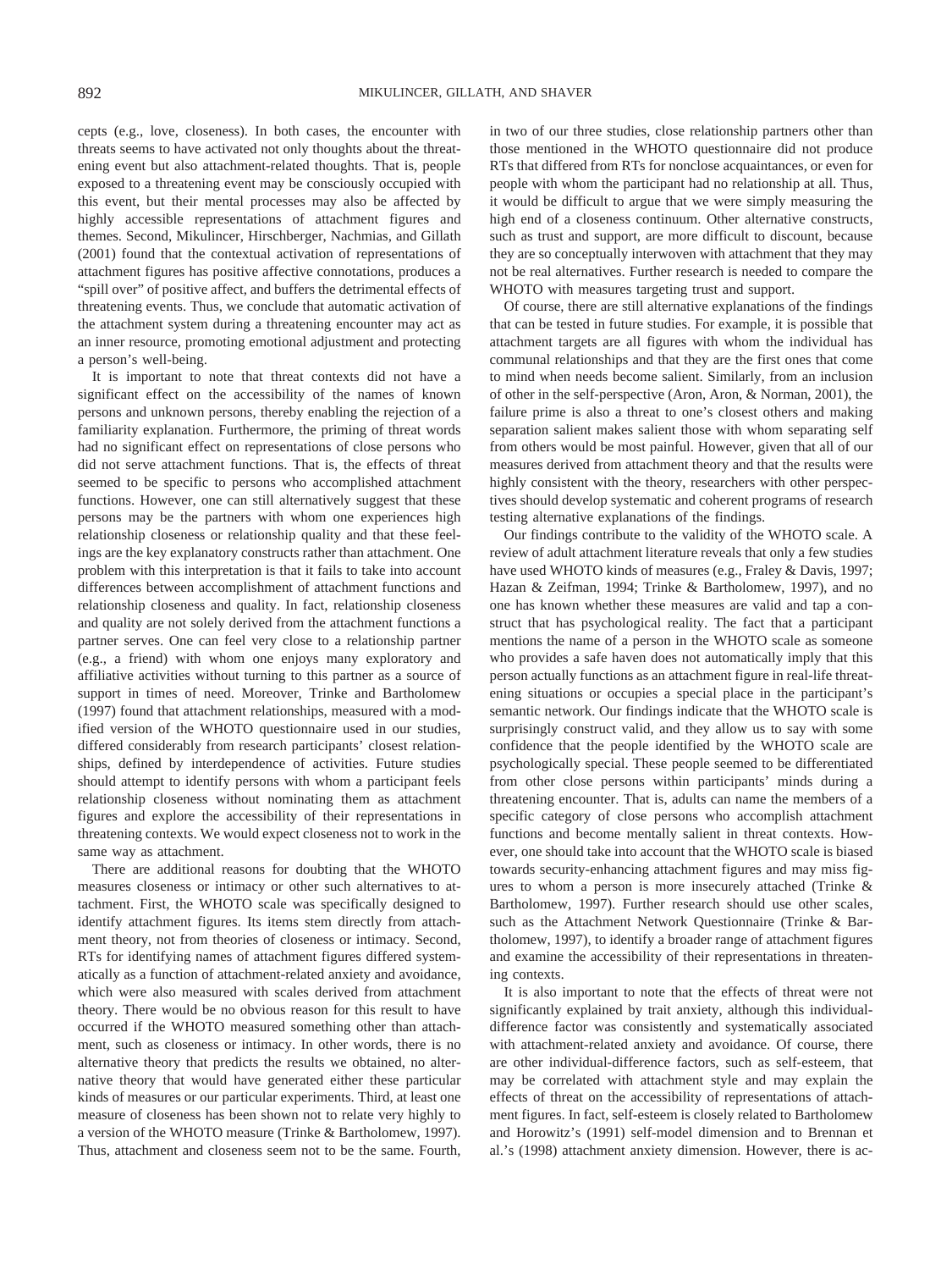cepts (e.g., love, closeness). In both cases, the encounter with threats seems to have activated not only thoughts about the threatening event but also attachment-related thoughts. That is, people exposed to a threatening event may be consciously occupied with this event, but their mental processes may also be affected by highly accessible representations of attachment figures and themes. Second, Mikulincer, Hirschberger, Nachmias, and Gillath (2001) found that the contextual activation of representations of attachment figures has positive affective connotations, produces a "spill over" of positive affect, and buffers the detrimental effects of threatening events. Thus, we conclude that automatic activation of the attachment system during a threatening encounter may act as an inner resource, promoting emotional adjustment and protecting a person's well-being.

It is important to note that threat contexts did not have a significant effect on the accessibility of the names of known persons and unknown persons, thereby enabling the rejection of a familiarity explanation. Furthermore, the priming of threat words had no significant effect on representations of close persons who did not serve attachment functions. That is, the effects of threat seemed to be specific to persons who accomplished attachment functions. However, one can still alternatively suggest that these persons may be the partners with whom one experiences high relationship closeness or relationship quality and that these feelings are the key explanatory constructs rather than attachment. One problem with this interpretation is that it fails to take into account differences between accomplishment of attachment functions and relationship closeness and quality. In fact, relationship closeness and quality are not solely derived from the attachment functions a partner serves. One can feel very close to a relationship partner (e.g., a friend) with whom one enjoys many exploratory and affiliative activities without turning to this partner as a source of support in times of need. Moreover, Trinke and Bartholomew (1997) found that attachment relationships, measured with a modified version of the WHOTO questionnaire used in our studies, differed considerably from research participants' closest relationships, defined by interdependence of activities. Future studies should attempt to identify persons with whom a participant feels relationship closeness without nominating them as attachment figures and explore the accessibility of their representations in threatening contexts. We would expect closeness not to work in the same way as attachment.

There are additional reasons for doubting that the WHOTO measures closeness or intimacy or other such alternatives to attachment. First, the WHOTO scale was specifically designed to identify attachment figures. Its items stem directly from attachment theory, not from theories of closeness or intimacy. Second, RTs for identifying names of attachment figures differed systematically as a function of attachment-related anxiety and avoidance, which were also measured with scales derived from attachment theory. There would be no obvious reason for this result to have occurred if the WHOTO measured something other than attachment, such as closeness or intimacy. In other words, there is no alternative theory that predicts the results we obtained, no alternative theory that would have generated either these particular kinds of measures or our particular experiments. Third, at least one measure of closeness has been shown not to relate very highly to a version of the WHOTO measure (Trinke & Bartholomew, 1997). Thus, attachment and closeness seem not to be the same. Fourth, in two of our three studies, close relationship partners other than those mentioned in the WHOTO questionnaire did not produce RTs that differed from RTs for nonclose acquaintances, or even for people with whom the participant had no relationship at all. Thus, it would be difficult to argue that we were simply measuring the high end of a closeness continuum. Other alternative constructs, such as trust and support, are more difficult to discount, because they are so conceptually interwoven with attachment that they may not be real alternatives. Further research is needed to compare the WHOTO with measures targeting trust and support.

Of course, there are still alternative explanations of the findings that can be tested in future studies. For example, it is possible that attachment targets are all figures with whom the individual has communal relationships and that they are the first ones that come to mind when needs become salient. Similarly, from an inclusion of other in the self-perspective (Aron, Aron, & Norman, 2001), the failure prime is also a threat to one's closest others and making separation salient makes salient those with whom separating self from others would be most painful. However, given that all of our measures derived from attachment theory and that the results were highly consistent with the theory, researchers with other perspectives should develop systematic and coherent programs of research testing alternative explanations of the findings.

Our findings contribute to the validity of the WHOTO scale. A review of adult attachment literature reveals that only a few studies have used WHOTO kinds of measures (e.g., Fraley & Davis, 1997; Hazan & Zeifman, 1994; Trinke & Bartholomew, 1997), and no one has known whether these measures are valid and tap a construct that has psychological reality. The fact that a participant mentions the name of a person in the WHOTO scale as someone who provides a safe haven does not automatically imply that this person actually functions as an attachment figure in real-life threatening situations or occupies a special place in the participant's semantic network. Our findings indicate that the WHOTO scale is surprisingly construct valid, and they allow us to say with some confidence that the people identified by the WHOTO scale are psychologically special. These people seemed to be differentiated from other close persons within participants' minds during a threatening encounter. That is, adults can name the members of a specific category of close persons who accomplish attachment functions and become mentally salient in threat contexts. However, one should take into account that the WHOTO scale is biased towards security-enhancing attachment figures and may miss figures to whom a person is more insecurely attached (Trinke & Bartholomew, 1997). Further research should use other scales, such as the Attachment Network Questionnaire (Trinke & Bartholomew, 1997), to identify a broader range of attachment figures and examine the accessibility of their representations in threatening contexts.

It is also important to note that the effects of threat were not significantly explained by trait anxiety, although this individual-difference factor was consistently and systematically associated with attachment-related anxiety and avoidance. Of course, there are other individual-difference factors, such as self-esteem, that may be correlated with attachment style and may explain the effects of threat on the accessibility of representations of attachment figures. In fact, self-esteem is closely related to Bartholomew and Horowitz's (1991) self-model dimension and to Brennan et al.'s (1998) attachment anxiety dimension. However, there is ac-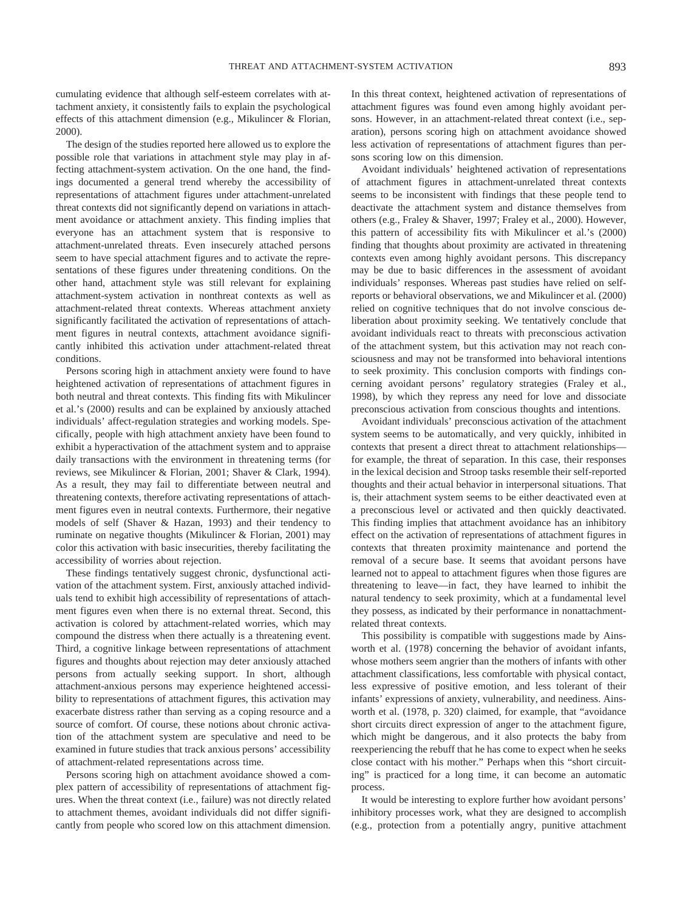cumulating evidence that although self-esteem correlates with attachment anxiety, it consistently fails to explain the psychological effects of this attachment dimension (e.g., Mikulincer & Florian, 2000).

The design of the studies reported here allowed us to explore the possible role that variations in attachment style may play in affecting attachment-system activation. On the one hand, the findings documented a general trend whereby the accessibility of representations of attachment figures under attachment-unrelated threat contexts did not significantly depend on variations in attachment avoidance or attachment anxiety. This finding implies that everyone has an attachment system that is responsive to attachment-unrelated threats. Even insecurely attached persons seem to have special attachment figures and to activate the representations of these figures under threatening conditions. On the other hand, attachment style was still relevant for explaining attachment-system activation in nonthreat contexts as well as attachment-related threat contexts. Whereas attachment anxiety significantly facilitated the activation of representations of attachment figures in neutral contexts, attachment avoidance significantly inhibited this activation under attachment-related threat conditions.

Persons scoring high in attachment anxiety were found to have heightened activation of representations of attachment figures in both neutral and threat contexts. This finding fits with Mikulincer et al.'s (2000) results and can be explained by anxiously attached individuals' affect-regulation strategies and working models. Specifically, people with high attachment anxiety have been found to exhibit a hyperactivation of the attachment system and to appraise daily transactions with the environment in threatening terms (for reviews, see Mikulincer & Florian, 2001; Shaver & Clark, 1994). As a result, they may fail to differentiate between neutral and threatening contexts, therefore activating representations of attachment figures even in neutral contexts. Furthermore, their negative models of self (Shaver & Hazan, 1993) and their tendency to ruminate on negative thoughts (Mikulincer & Florian, 2001) may color this activation with basic insecurities, thereby facilitating the accessibility of worries about rejection.

These findings tentatively suggest chronic, dysfunctional activation of the attachment system. First, anxiously attached individuals tend to exhibit high accessibility of representations of attachment figures even when there is no external threat. Second, this activation is colored by attachment-related worries, which may compound the distress when there actually is a threatening event. Third, a cognitive linkage between representations of attachment figures and thoughts about rejection may deter anxiously attached persons from actually seeking support. In short, although attachment-anxious persons may experience heightened accessibility to representations of attachment figures, this activation may exacerbate distress rather than serving as a coping resource and a source of comfort. Of course, these notions about chronic activation of the attachment system are speculative and need to be examined in future studies that track anxious persons' accessibility of attachment-related representations across time.

Persons scoring high on attachment avoidance showed a complex pattern of accessibility of representations of attachment figures. When the threat context (i.e., failure) was not directly related to attachment themes, avoidant individuals did not differ significantly from people who scored low on this attachment dimension. In this threat context, heightened activation of representations of attachment figures was found even among highly avoidant persons. However, in an attachment-related threat context (i.e., separation), persons scoring high on attachment avoidance showed less activation of representations of attachment figures than persons scoring low on this dimension.

Avoidant individuals' heightened activation of representations of attachment figures in attachment-unrelated threat contexts seems to be inconsistent with findings that these people tend to deactivate the attachment system and distance themselves from others (e.g., Fraley & Shaver, 1997; Fraley et al., 2000). However, this pattern of accessibility fits with Mikulincer et al.'s (2000) finding that thoughts about proximity are activated in threatening contexts even among highly avoidant persons. This discrepancy may be due to basic differences in the assessment of avoidant individuals' responses. Whereas past studies have relied on self-reports or behavioral observations, we and Mikulincer et al. (2000) relied on cognitive techniques that do not involve conscious deliberation about proximity seeking. We tentatively conclude that avoidant individuals react to threats with preconscious activation of the attachment system, but this activation may not reach consciousness and may not be transformed into behavioral intentions to seek proximity. This conclusion comports with findings concerning avoidant persons' regulatory strategies (Fraley et al., 1998), by which they repress any need for love and dissociate preconscious activation from conscious thoughts and intentions.

Avoidant individuals' preconscious activation of the attachment system seems to be automatically, and very quickly, inhibited in contexts that present a direct threat to attachment relationships—for example, the threat of separation. In this case, their responses in the lexical decision and Stroop tasks resemble their self-reported thoughts and their actual behavior in interpersonal situations. That is, their attachment system seems to be either deactivated even at a preconscious level or activated and then quickly deactivated. This finding implies that attachment avoidance has an inhibitory effect on the activation of representations of attachment figures in contexts that threaten proximity maintenance and portend the removal of a secure base. It seems that avoidant persons have learned not to appeal to attachment figures when those figures are threatening to leave—in fact, they have learned to inhibit the natural tendency to seek proximity, which at a fundamental level they possess, as indicated by their performance in nonattachment-related threat contexts.

This possibility is compatible with suggestions made by Ainsworth et al. (1978) concerning the behavior of avoidant infants, whose mothers seem angrier than the mothers of infants with other attachment classifications, less comfortable with physical contact, less expressive of positive emotion, and less tolerant of their infants' expressions of anxiety, vulnerability, and neediness. Ainsworth et al. (1978, p. 320) claimed, for example, that "avoidance short circuits direct expression of anger to the attachment figure, which might be dangerous, and it also protects the baby from reexperiencing the rebuff that he has come to expect when he seeks close contact with his mother." Perhaps when this "short circuiting" is practiced for a long time, it can become an automatic process.

It would be interesting to explore further how avoidant persons' inhibitory processes work, what they are designed to accomplish (e.g., protection from a potentially angry, punitive attachment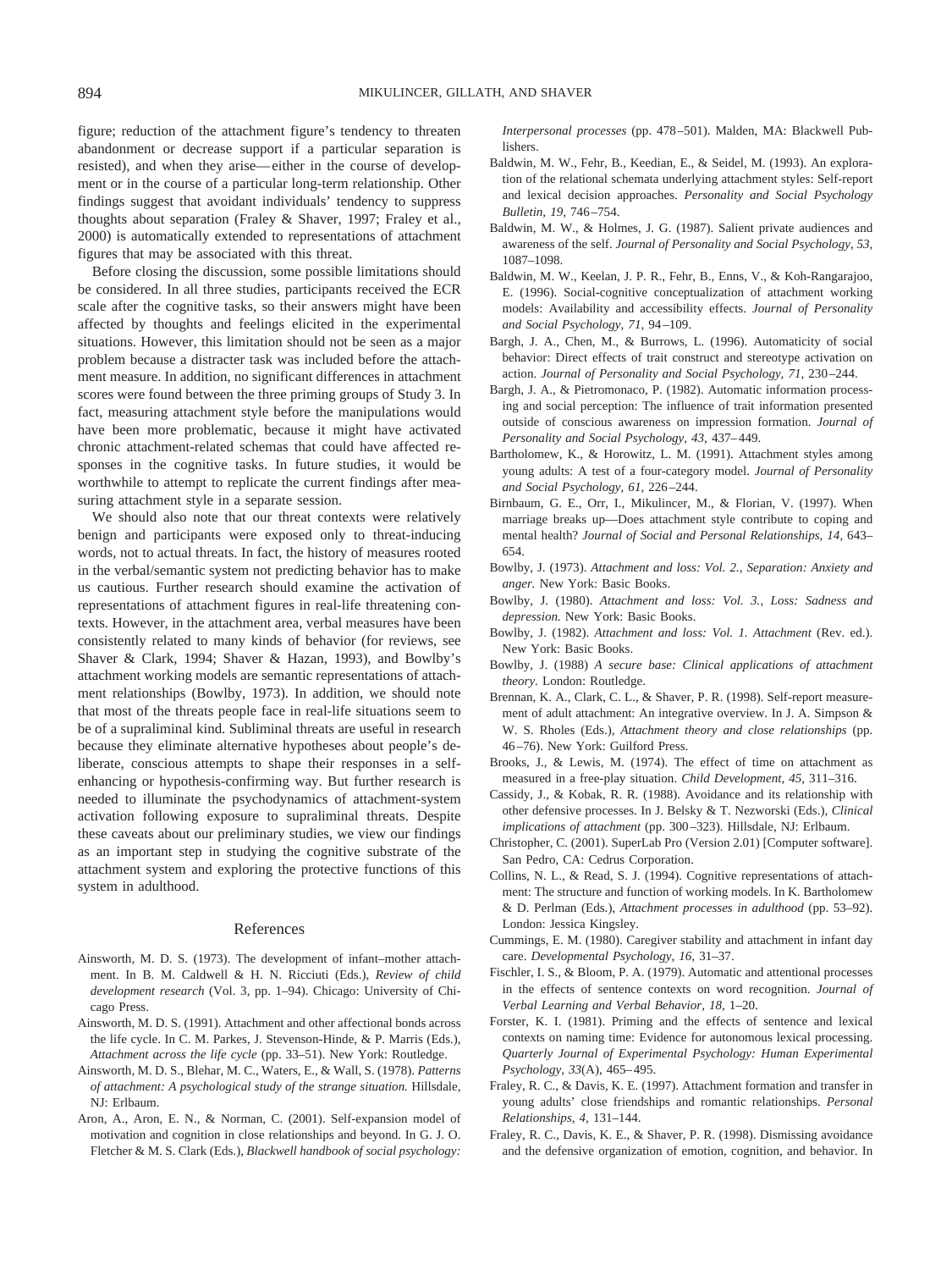figure; reduction of the attachment figure's tendency to threaten abandonment or decrease support if a particular separation is resisted), and when they arise—either in the course of development or in the course of a particular long-term relationship. Other findings suggest that avoidant individuals' tendency to suppress thoughts about separation (Fraley & Shaver, 1997; Fraley et al., 2000) is automatically extended to representations of attachment figures that may be associated with this threat.

Before closing the discussion, some possible limitations should be considered. In all three studies, participants received the ECR scale after the cognitive tasks, so their answers might have been affected by thoughts and feelings elicited in the experimental situations. However, this limitation should not be seen as a major problem because a distracter task was included before the attachment measure. In addition, no significant differences in attachment scores were found between the three priming groups of Study 3. In fact, measuring attachment style before the manipulations would have been more problematic, because it might have activated chronic attachment-related schemas that could have affected responses in the cognitive tasks. In future studies, it would be worthwhile to attempt to replicate the current findings after measuring attachment style in a separate session.

We should also note that our threat contexts were relatively benign and participants were exposed only to threat-inducing words, not to actual threats. In fact, the history of measures rooted in the verbal/semantic system not predicting behavior has to make us cautious. Further research should examine the activation of representations of attachment figures in real-life threatening contexts. However, in the attachment area, verbal measures have been consistently related to many kinds of behavior (for reviews, see Shaver & Clark, 1994; Shaver & Hazan, 1993), and Bowlby's attachment working models are semantic representations of attachment relationships (Bowlby, 1973). In addition, we should note that most of the threats people face in real-life situations seem to be of a supraliminal kind. Subliminal threats are useful in research because they eliminate alternative hypotheses about people's deliberate, conscious attempts to shape their responses in a self-enhancing or hypothesis-confirming way. But further research is needed to illuminate the psychodynamics of attachment-system activation following exposure to supraliminal threats. Despite these caveats about our preliminary studies, we view our findings as an important step in studying the cognitive substrate of the attachment system and exploring the protective functions of this system in adulthood.

## References

Ainsworth, M. D. S. (1973). The development of infant–mother attachment. In B. M. Caldwell & H. N. Ricciuti (Eds.), *Review of child development research* (Vol. 3, pp. 1–94). Chicago: University of Chicago Press.

Ainsworth, M. D. S. (1991). Attachment and other affectional bonds across the life cycle. In C. M. Parkes, J. Stevenson-Hinde, & P. Marris (Eds.), *Attachment across the life cycle* (pp. 33–51). New York: Routledge.

Ainsworth, M. D. S., Blehar, M. C., Waters, E., & Wall, S. (1978). *Patterns of attachment: A psychological study of the strange situation.* Hillsdale, NJ: Erlbaum.

Aron, A., Aron, E. N., & Norman, C. (2001). Self-expansion model of motivation and cognition in close relationships and beyond. In G. J. O. Fletcher & M. S. Clark (Eds.), *Blackwell handbook of social psychology: Interpersonal processes* (pp. 478–501). Malden, MA: Blackwell Publishers.

Baldwin, M. W., Fehr, B., Keedian, E., & Seidel, M. (1993). An exploration of the relational schemata underlying attachment styles: Self-report and lexical decision approaches. *Personality and Social Psychology Bulletin, 19,* 746–754.

Baldwin, M. W., & Holmes, J. G. (1987). Salient private audiences and awareness of the self. *Journal of Personality and Social Psychology, 53,* 1087–1098.

Baldwin, M. W., Keelan, J. P. R., Fehr, B., Enns, V., & Koh-Rangarajoo, E. (1996). Social-cognitive conceptualization of attachment working models: Availability and accessibility effects. *Journal of Personality and Social Psychology, 71,* 94–109.

Bargh, J. A., Chen, M., & Burrows, L. (1996). Automaticity of social behavior: Direct effects of trait construct and stereotype activation on action. *Journal of Personality and Social Psychology, 71,* 230–244.

Bargh, J. A., & Pietromonaco, P. (1982). Automatic information processing and social perception: The influence of trait information presented outside of conscious awareness on impression formation. *Journal of Personality and Social Psychology, 43,* 437–449.

Bartholomew, K., & Horowitz, L. M. (1991). Attachment styles among young adults: A test of a four-category model. *Journal of Personality and Social Psychology, 61,* 226–244.

Birnbaum, G. E., Orr, I., Mikulincer, M., & Florian, V. (1997). When marriage breaks up—Does attachment style contribute to coping and mental health? *Journal of Social and Personal Relationships, 14,* 643–654.

Bowlby, J. (1973). *Attachment and loss: Vol. 2., Separation: Anxiety and anger.* New York: Basic Books.

Bowlby, J. (1980). *Attachment and loss: Vol. 3., Loss: Sadness and depression.* New York: Basic Books.

Bowlby, J. (1982). *Attachment and loss: Vol. 1. Attachment* (Rev. ed.). New York: Basic Books.

Bowlby, J. (1988) *A secure base: Clinical applications of attachment theory.* London: Routledge.

Brennan, K. A., Clark, C. L., & Shaver, P. R. (1998). Self-report measurement of adult attachment: An integrative overview. In J. A. Simpson & W. S. Rholes (Eds.), *Attachment theory and close relationships* (pp. 46–76). New York: Guilford Press.

Brooks, J., & Lewis, M. (1974). The effect of time on attachment as measured in a free-play situation. *Child Development, 45,* 311–316.

Cassidy, J., & Kobak, R. R. (1988). Avoidance and its relationship with other defensive processes. In J. Belsky & T. Nezworski (Eds.), *Clinical implications of attachment* (pp. 300–323). Hillsdale, NJ: Erlbaum.

Christopher, C. (2001). SuperLab Pro (Version 2.01) [Computer software]. San Pedro, CA: Cedrus Corporation.

Collins, N. L., & Read, S. J. (1994). Cognitive representations of attachment: The structure and function of working models. In K. Bartholomew & D. Perlman (Eds.), *Attachment processes in adulthood* (pp. 53–92). London: Jessica Kingsley.

Cummings, E. M. (1980). Caregiver stability and attachment in infant day care. *Developmental Psychology, 16,* 31–37.

Fischler, I. S., & Bloom, P. A. (1979). Automatic and attentional processes in the effects of sentence contexts on word recognition. *Journal of Verbal Learning and Verbal Behavior, 18,* 1–20.

Forster, K. I. (1981). Priming and the effects of sentence and lexical contexts on naming time: Evidence for autonomous lexical processing. *Quarterly Journal of Experimental Psychology: Human Experimental Psychology, 33*(A), 465–495.

Fraley, R. C., & Davis, K. E. (1997). Attachment formation and transfer in young adults' close friendships and romantic relationships. *Personal Relationships, 4,* 131–144.

Fraley, R. C., Davis, K. E., & Shaver, P. R. (1998). Dismissing avoidance and the defensive organization of emotion, cognition, and behavior. In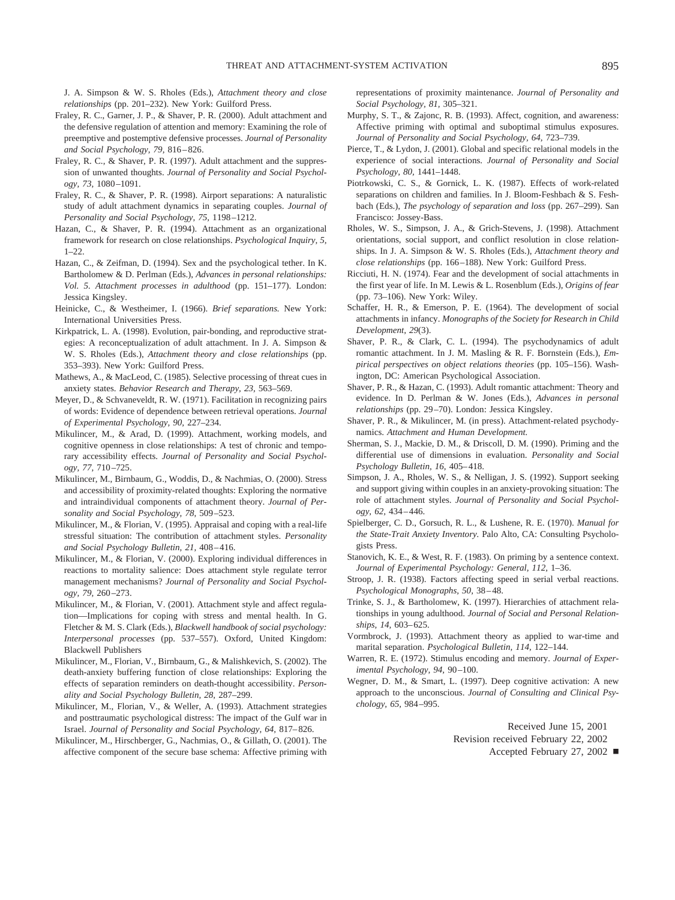J. A. Simpson & W. S. Rholes (Eds.), *Attachment theory and close relationships* (pp. 201–232). New York: Guilford Press.

Fraley, R. C., Garner, J. P., & Shaver, P. R. (2000). Adult attachment and the defensive regulation of attention and memory: Examining the role of preemptive and postemptive defensive processes. *Journal of Personality and Social Psychology, 79,* 816–826.

Fraley, R. C., & Shaver, P. R. (1997). Adult attachment and the suppression of unwanted thoughts. *Journal of Personality and Social Psychology, 73,* 1080–1091.

Fraley, R. C., & Shaver, P. R. (1998). Airport separations: A naturalistic study of adult attachment dynamics in separating couples. *Journal of Personality and Social Psychology, 75,* 1198–1212.

Hazan, C., & Shaver, P. R. (1994). Attachment as an organizational framework for research on close relationships. *Psychological Inquiry, 5,* 1–22.

Hazan, C., & Zeifman, D. (1994). Sex and the psychological tether. In K. Bartholomew & D. Perlman (Eds.), *Advances in personal relationships: Vol. 5. Attachment processes in adulthood* (pp. 151–177). London: Jessica Kingsley.

Heinicke, C., & Westheimer, I. (1966). *Brief separations.* New York: International Universities Press.

Kirkpatrick, L. A. (1998). Evolution, pair-bonding, and reproductive strategies: A reconceptualization of adult attachment. In J. A. Simpson & W. S. Rholes (Eds.), *Attachment theory and close relationships* (pp. 353–393). New York: Guilford Press.

Mathews, A., & MacLeod, C. (1985). Selective processing of threat cues in anxiety states. *Behavior Research and Therapy, 23,* 563–569.

Meyer, D., & Schvaneveldt, R. W. (1971). Facilitation in recognizing pairs of words: Evidence of dependence between retrieval operations. *Journal of Experimental Psychology, 90,* 227–234.

Mikulincer, M., & Arad, D. (1999). Attachment, working models, and cognitive openness in close relationships: A test of chronic and temporary accessibility effects. *Journal of Personality and Social Psychology, 77,* 710–725.

Mikulincer, M., Birnbaum, G., Woddis, D., & Nachmias, O. (2000). Stress and accessibility of proximity-related thoughts: Exploring the normative and intraindividual components of attachment theory. *Journal of Personality and Social Psychology, 78,* 509–523.

Mikulincer, M., & Florian, V. (1995). Appraisal and coping with a real-life stressful situation: The contribution of attachment styles. *Personality and Social Psychology Bulletin, 21,* 408–416.

Mikulincer, M., & Florian, V. (2000). Exploring individual differences in reactions to mortality salience: Does attachment style regulate terror management mechanisms? *Journal of Personality and Social Psychology, 79,* 260–273.

Mikulincer, M., & Florian, V. (2001). Attachment style and affect regulation—Implications for coping with stress and mental health. In G. Fletcher & M. S. Clark (Eds.), *Blackwell handbook of social psychology: Interpersonal processes* (pp. 537–557). Oxford, United Kingdom: Blackwell Publishers

Mikulincer, M., Florian, V., Birnbaum, G., & Malishkevich, S. (2002). The death-anxiety buffering function of close relationships: Exploring the effects of separation reminders on death-thought accessibility. *Personality and Social Psychology Bulletin, 28,* 287–299.

Mikulincer, M., Florian, V., & Weller, A. (1993). Attachment strategies and posttraumatic psychological distress: The impact of the Gulf war in Israel. *Journal of Personality and Social Psychology, 64,* 817–826.

Mikulincer, M., Hirschberger, G., Nachmias, O., & Gillath, O. (2001). The affective component of the secure base schema: Affective priming with representations of proximity maintenance. *Journal of Personality and Social Psychology, 81,* 305–321.

Murphy, S. T., & Zajonc, R. B. (1993). Affect, cognition, and awareness: Affective priming with optimal and suboptimal stimulus exposures. *Journal of Personality and Social Psychology, 64,* 723–739.

Pierce, T., & Lydon, J. (2001). Global and specific relational models in the experience of social interactions. *Journal of Personality and Social Psychology, 80,* 1441–1448.

Piotrkowski, C. S., & Gornick, L. K. (1987). Effects of work-related separations on children and families. In J. Bloom-Feshbach & S. Feshbach (Eds.), *The psychology of separation and loss* (pp. 267–299). San Francisco: Jossey-Bass.

Rholes, W. S., Simpson, J. A., & Grich-Stevens, J. (1998). Attachment orientations, social support, and conflict resolution in close relationships. In J. A. Simpson & W. S. Rholes (Eds.), *Attachment theory and close relationships* (pp. 166–188). New York: Guilford Press.

Ricciuti, H. N. (1974). Fear and the development of social attachments in the first year of life. In M. Lewis & L. Rosenblum (Eds.), *Origins of fear* (pp. 73–106). New York: Wiley.

Schaffer, H. R., & Emerson, P. E. (1964). The development of social attachments in infancy. *Monographs of the Society for Research in Child Development, 29*(3).

Shaver, P. R., & Clark, C. L. (1994). The psychodynamics of adult romantic attachment. In J. M. Masling & R. F. Bornstein (Eds.), *Empirical perspectives on object relations theories* (pp. 105–156). Washington, DC: American Psychological Association.

Shaver, P. R., & Hazan, C. (1993). Adult romantic attachment: Theory and evidence. In D. Perlman & W. Jones (Eds.), *Advances in personal relationships* (pp. 29–70). London: Jessica Kingsley.

Shaver, P. R., & Mikulincer, M. (in press). Attachment-related psychodynamics. *Attachment and Human Development.*

Sherman, S. J., Mackie, D. M., & Driscoll, D. M. (1990). Priming and the differential use of dimensions in evaluation. *Personality and Social Psychology Bulletin, 16,* 405–418.

Simpson, J. A., Rholes, W. S., & Nelligan, J. S. (1992). Support seeking and support giving within couples in an anxiety-provoking situation: The role of attachment styles. *Journal of Personality and Social Psychology, 62,* 434–446.

Spielberger, C. D., Gorsuch, R. L., & Lushene, R. E. (1970). *Manual for the State-Trait Anxiety Inventory.* Palo Alto, CA: Consulting Psychologists Press.

Stanovich, K. E., & West, R. F. (1983). On priming by a sentence context. *Journal of Experimental Psychology: General, 112,* 1–36.

Stroop, J. R. (1938). Factors affecting speed in serial verbal reactions. *Psychological Monographs, 50,* 38–48.

Trinke, S. J., & Bartholomew, K. (1997). Hierarchies of attachment relationships in young adulthood. *Journal of Social and Personal Relationships, 14,* 603–625.

Vormbrock, J. (1993). Attachment theory as applied to war-time and marital separation. *Psychological Bulletin, 114,* 122–144.

Warren, R. E. (1972). Stimulus encoding and memory. *Journal of Experimental Psychology, 94,* 90–100.

Wegner, D. M., & Smart, L. (1997). Deep cognitive activation: A new approach to the unconscious. *Journal of Consulting and Clinical Psychology, 65,* 984–995.

Received June 15, 2001
Revision received February 22, 2002
Accepted February 27, 2002 ■